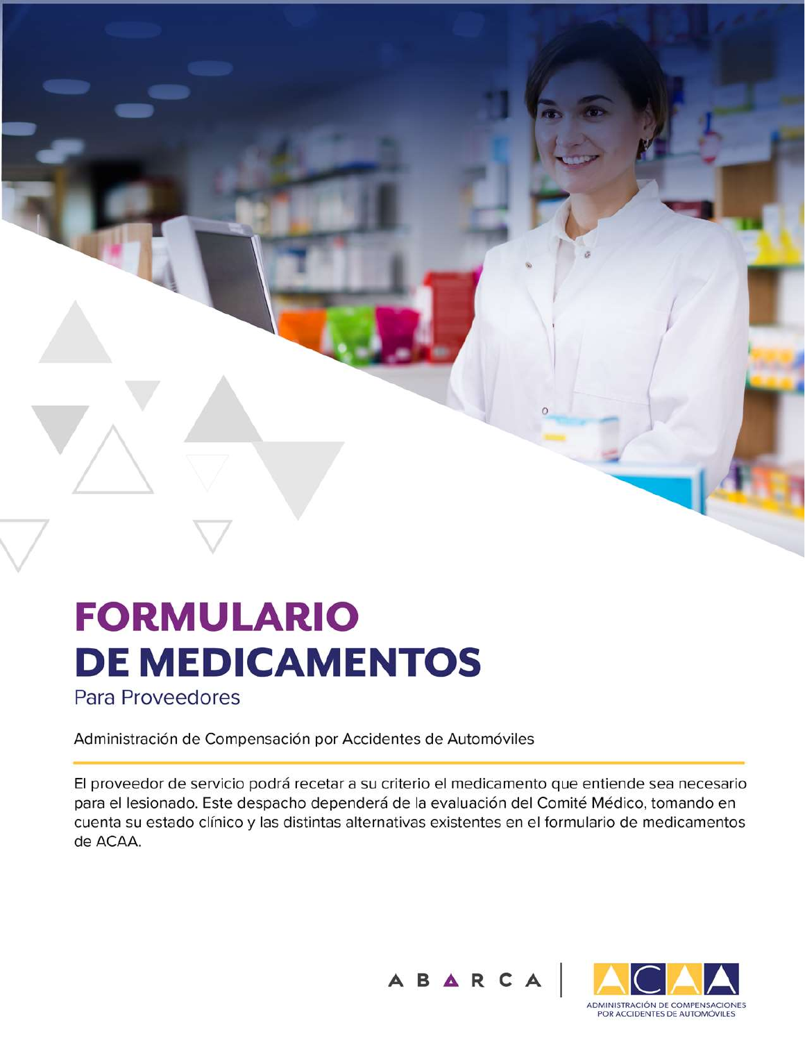# FORMULARIO DE MEDICAMENTOS

Para Proveedores

Administración de Compensación por Accidentes de Automóviles

El proveedor de servicio podrá recetar a su criterio el medicamento que entiende sea necesario para el lesionado. Este despacho dependerá de la evaluación del Comité Médico, tomando en cuenta su estado clínico y las distintas alternativas existentes en el formulario de medicamentos de ACAA.

ABARCA | ACAA

ADMINISTRACIÓN DE COMPENSACIONES POR ACCIDENTES DE AUTOMÓVILES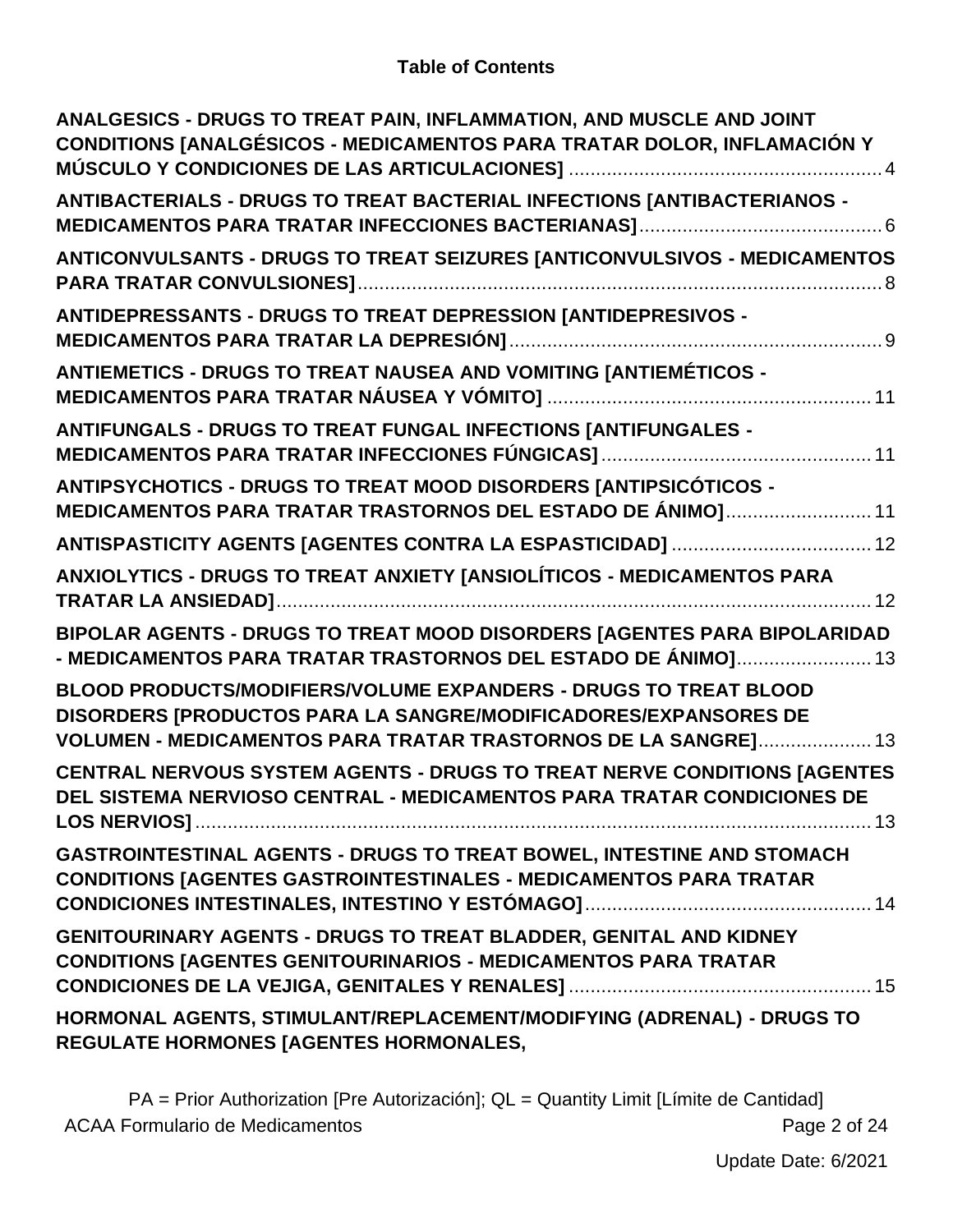## Table of Contents

**ANALGESICS - DRUGS TO TREAT PAIN, INFLAMMATION, AND MUSCLE AND JOINT CONDITIONS [ANALGÉSICOS - MEDICAMENTOS PARA TRATAR DOLOR, INFLAMACIÓN Y MÚSCULO Y CONDICIONES DE LAS ARTICULACIONES]** .......... 4

**ANTIBACTERIALS - DRUGS TO TREAT BACTERIAL INFECTIONS [ANTIBACTERIANOS - MEDICAMENTOS PARA TRATAR INFECCIONES BACTERIANAS]** .......... 6

**ANTICONVULSANTS - DRUGS TO TREAT SEIZURES [ANTICONVULSIVOS - MEDICAMENTOS PARA TRATAR CONVULSIONES]** .......... 8

**ANTIDEPRESSANTS - DRUGS TO TREAT DEPRESSION [ANTIDEPRESIVOS - MEDICAMENTOS PARA TRATAR LA DEPRESIÓN]** .......... 9

**ANTIEMETICS - DRUGS TO TREAT NAUSEA AND VOMITING [ANTIEMÉTICOS - MEDICAMENTOS PARA TRATAR NÁUSEA Y VÓMITO]** .......... 11

**ANTIFUNGALS - DRUGS TO TREAT FUNGAL INFECTIONS [ANTIFUNGALES - MEDICAMENTOS PARA TRATAR INFECCIONES FÚNGICAS]** .......... 11

**ANTIPSYCHOTICS - DRUGS TO TREAT MOOD DISORDERS [ANTIPSICÓTICOS - MEDICAMENTOS PARA TRATAR TRASTORNOS DEL ESTADO DE ÁNIMO]** .......... 11

**ANTISPASTICITY AGENTS [AGENTES CONTRA LA ESPASTICIDAD]** .......... 12

**ANXIOLYTICS - DRUGS TO TREAT ANXIETY [ANSIOLÍTICOS - MEDICAMENTOS PARA TRATAR LA ANSIEDAD]** .......... 12

**BIPOLAR AGENTS - DRUGS TO TREAT MOOD DISORDERS [AGENTES PARA BIPOLARIDAD - MEDICAMENTOS PARA TRATAR TRASTORNOS DEL ESTADO DE ÁNIMO]** .......... 13

**BLOOD PRODUCTS/MODIFIERS/VOLUME EXPANDERS - DRUGS TO TREAT BLOOD DISORDERS [PRODUCTOS PARA LA SANGRE/MODIFICADORES/EXPANSORES DE VOLUMEN - MEDICAMENTOS PARA TRATAR TRASTORNOS DE LA SANGRE]** .......... 13

**CENTRAL NERVOUS SYSTEM AGENTS - DRUGS TO TREAT NERVE CONDITIONS [AGENTES DEL SISTEMA NERVIOSO CENTRAL - MEDICAMENTOS PARA TRATAR CONDICIONES DE LOS NERVIOS]** .......... 13

**GASTROINTESTINAL AGENTS - DRUGS TO TREAT BOWEL, INTESTINE AND STOMACH CONDITIONS [AGENTES GASTROINTESTINALES - MEDICAMENTOS PARA TRATAR CONDICIONES INTESTINALES, INTESTINO Y ESTÓMAGO]** .......... 14

**GENITOURINARY AGENTS - DRUGS TO TREAT BLADDER, GENITAL AND KIDNEY CONDITIONS [AGENTES GENITOURINARIOS - MEDICAMENTOS PARA TRATAR CONDICIONES DE LA VEJIGA, GENITALES Y RENALES]** .......... 15

**HORMONAL AGENTS, STIMULANT/REPLACEMENT/MODIFYING (ADRENAL) - DRUGS TO REGULATE HORMONES [AGENTES HORMONALES,**

PA = Prior Authorization [Pre Autorización]; QL = Quantity Limit [Límite de Cantidad]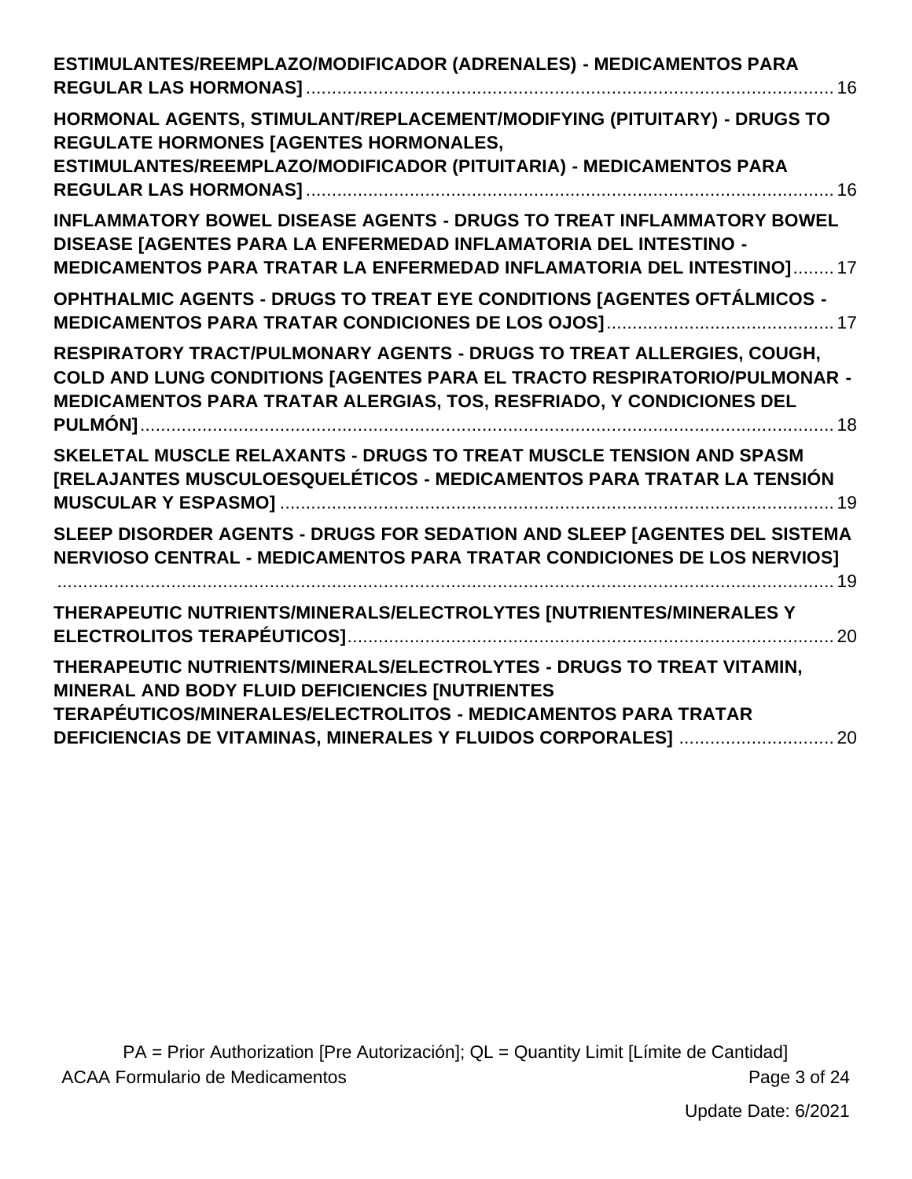**ESTIMULANTES/REEMPLAZO/MODIFICADOR (ADRENALES) - MEDICAMENTOS PARA REGULAR LAS HORMONAS]** ........ 16

**HORMONAL AGENTS, STIMULANT/REPLACEMENT/MODIFYING (PITUITARY) - DRUGS TO REGULATE HORMONES [AGENTES HORMONALES, ESTIMULANTES/REEMPLAZO/MODIFICADOR (PITUITARIA) - MEDICAMENTOS PARA REGULAR LAS HORMONAS]** ........ 16

**INFLAMMATORY BOWEL DISEASE AGENTS - DRUGS TO TREAT INFLAMMATORY BOWEL DISEASE [AGENTES PARA LA ENFERMEDAD INFLAMATORIA DEL INTESTINO - MEDICAMENTOS PARA TRATAR LA ENFERMEDAD INFLAMATORIA DEL INTESTINO]** ........ 17

**OPHTHALMIC AGENTS - DRUGS TO TREAT EYE CONDITIONS [AGENTES OFTÁLMICOS - MEDICAMENTOS PARA TRATAR CONDICIONES DE LOS OJOS]** ........ 17

**RESPIRATORY TRACT/PULMONARY AGENTS - DRUGS TO TREAT ALLERGIES, COUGH, COLD AND LUNG CONDITIONS [AGENTES PARA EL TRACTO RESPIRATORIO/PULMONAR - MEDICAMENTOS PARA TRATAR ALERGIAS, TOS, RESFRIADO, Y CONDICIONES DEL PULMÓN]** ........ 18

**SKELETAL MUSCLE RELAXANTS - DRUGS TO TREAT MUSCLE TENSION AND SPASM [RELAJANTES MUSCULOESQUELÉTICOS - MEDICAMENTOS PARA TRATAR LA TENSIÓN MUSCULAR Y ESPASMO]** ........ 19

**SLEEP DISORDER AGENTS - DRUGS FOR SEDATION AND SLEEP [AGENTES DEL SISTEMA NERVIOSO CENTRAL - MEDICAMENTOS PARA TRATAR CONDICIONES DE LOS NERVIOS]** ........ 19

**THERAPEUTIC NUTRIENTS/MINERALS/ELECTROLYTES [NUTRIENTES/MINERALES Y ELECTROLITOS TERAPÉUTICOS]** ........ 20

**THERAPEUTIC NUTRIENTS/MINERALS/ELECTROLYTES - DRUGS TO TREAT VITAMIN, MINERAL AND BODY FLUID DEFICIENCIES [NUTRIENTES TERAPÉUTICOS/MINERALES/ELECTROLITOS - MEDICAMENTOS PARA TRATAR DEFICIENCIAS DE VITAMINAS, MINERALES Y FLUIDOS CORPORALES]** ........ 20

PA = Prior Authorization [Pre Autorización]; QL = Quantity Limit [Límite de Cantidad]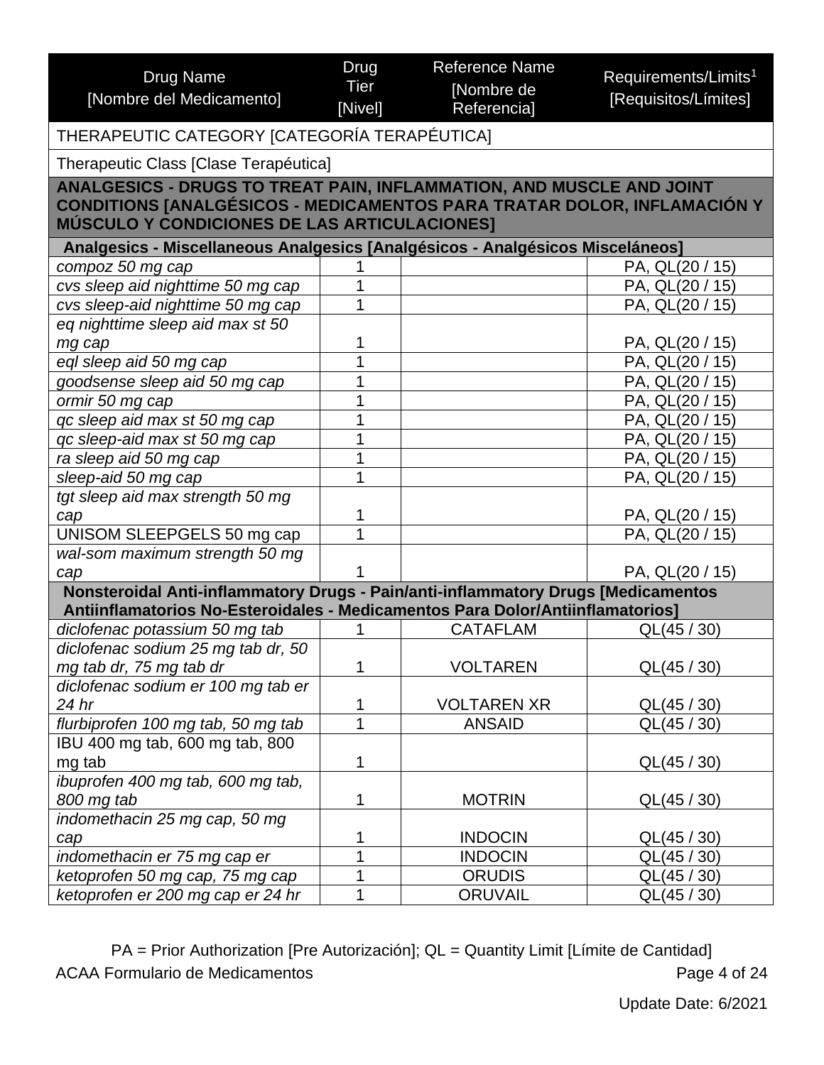| Drug Name [Nombre del Medicamento] | Drug Tier [Nivel] | Reference Name [Nombre de Referencia] | Requirements/Limits[1] [Requisitos/Límites] |
|---|---|---|---|
| THERAPEUTIC CATEGORY [CATEGORÍA TERAPÉUTICA] | | | |
| Therapeutic Class [Clase Terapéutica] | | | |
| **ANALGESICS - DRUGS TO TREAT PAIN, INFLAMMATION, AND MUSCLE AND JOINT CONDITIONS [ANALGÉSICOS - MEDICAMENTOS PARA TRATAR DOLOR, INFLAMACIÓN Y MÚSCULO Y CONDICIONES DE LAS ARTICULACIONES]** | | | |
| **Analgesics - Miscellaneous Analgesics [Analgésicos - Analgésicos Misceláneos]** | | | |
| *compoz 50 mg cap* | 1 | | PA, QL(20 / 15) |
| *cvs sleep aid nighttime 50 mg cap* | 1 | | PA, QL(20 / 15) |
| *cvs sleep-aid nighttime 50 mg cap* | 1 | | PA, QL(20 / 15) |
| *eq nighttime sleep aid max st 50 mg cap* | 1 | | PA, QL(20 / 15) |
| *eql sleep aid 50 mg cap* | 1 | | PA, QL(20 / 15) |
| *goodsense sleep aid 50 mg cap* | 1 | | PA, QL(20 / 15) |
| *ormir 50 mg cap* | 1 | | PA, QL(20 / 15) |
| *qc sleep aid max st 50 mg cap* | 1 | | PA, QL(20 / 15) |
| *qc sleep-aid max st 50 mg cap* | 1 | | PA, QL(20 / 15) |
| *ra sleep aid 50 mg cap* | 1 | | PA, QL(20 / 15) |
| *sleep-aid 50 mg cap* | 1 | | PA, QL(20 / 15) |
| *tgt sleep aid max strength 50 mg cap* | 1 | | PA, QL(20 / 15) |
| UNISOM SLEEPGELS 50 mg cap | 1 | | PA, QL(20 / 15) |
| *wal-som maximum strength 50 mg cap* | 1 | | PA, QL(20 / 15) |
| **Nonsteroidal Anti-inflammatory Drugs - Pain/anti-inflammatory Drugs [Medicamentos Antiinflamatorios No-Esteroidales - Medicamentos Para Dolor/Antiinflamatorios]** | | | |
| *diclofenac potassium 50 mg tab* | 1 | CATAFLAM | QL(45 / 30) |
| *diclofenac sodium 25 mg tab dr, 50 mg tab dr, 75 mg tab dr* | 1 | VOLTAREN | QL(45 / 30) |
| *diclofenac sodium er 100 mg tab er 24 hr* | 1 | VOLTAREN XR | QL(45 / 30) |
| *flurbiprofen 100 mg tab, 50 mg tab* | 1 | ANSAID | QL(45 / 30) |
| IBU 400 mg tab, 600 mg tab, 800 mg tab | 1 | | QL(45 / 30) |
| *ibuprofen 400 mg tab, 600 mg tab, 800 mg tab* | 1 | MOTRIN | QL(45 / 30) |
| *indomethacin 25 mg cap, 50 mg cap* | 1 | INDOCIN | QL(45 / 30) |
| *indomethacin er 75 mg cap er* | 1 | INDOCIN | QL(45 / 30) |
| *ketoprofen 50 mg cap, 75 mg cap* | 1 | ORUDIS | QL(45 / 30) |
| *ketoprofen er 200 mg cap er 24 hr* | 1 | ORUVAIL | QL(45 / 30) |

PA = Prior Authorization [Pre Autorización]; QL = Quantity Limit [Límite de Cantidad]

ACAA Formulario de Medicamentos

Update Date: 6/2021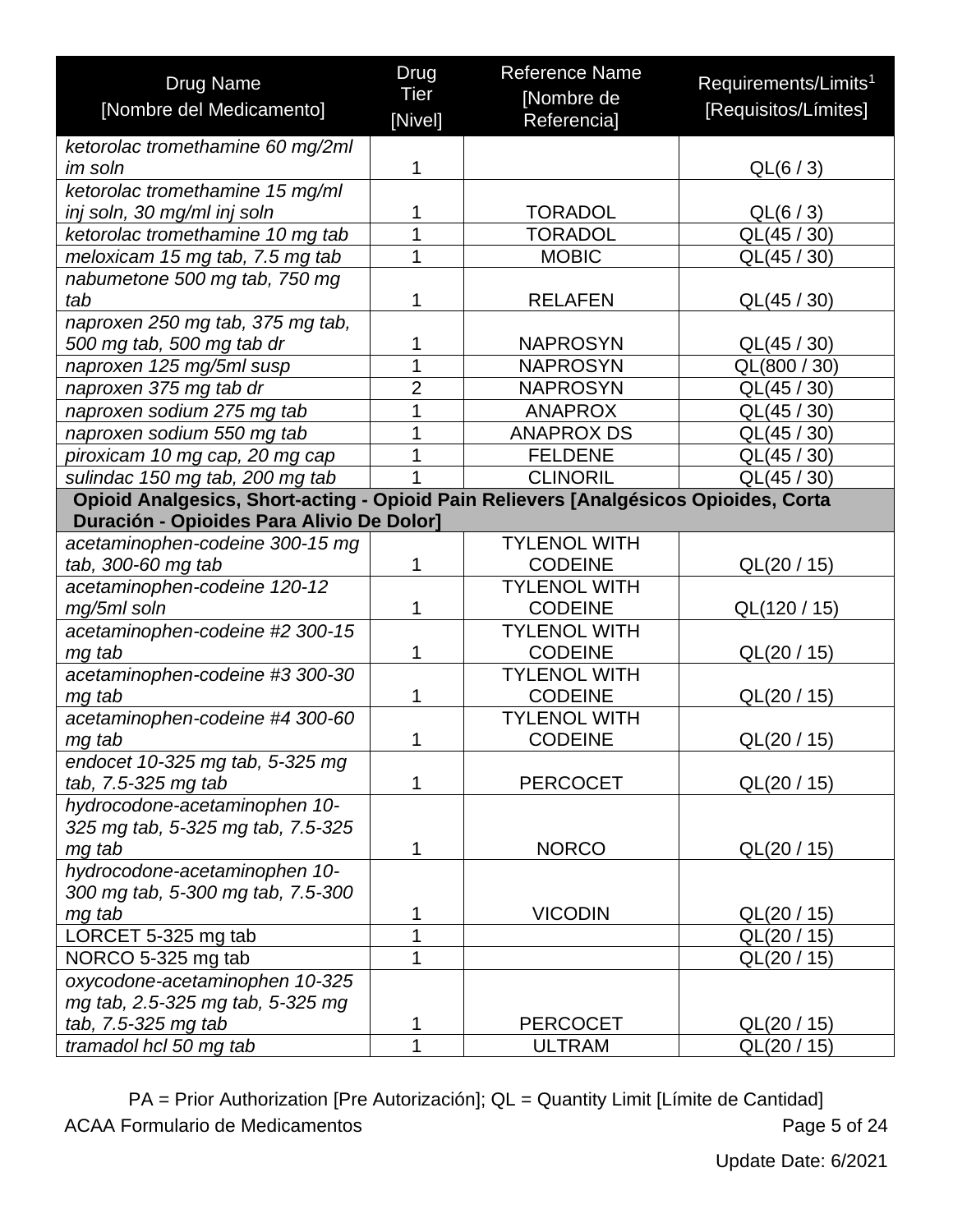| Drug Name [Nombre del Medicamento] | Drug Tier [Nivel] | Reference Name [Nombre de Referencia] | Requirements/Limits[1] [Requisitos/Límites] |
|---|---|---|---|
| *ketorolac tromethamine 60 mg/2ml im soln* | 1 | | QL(6 / 3) |
| *ketorolac tromethamine 15 mg/ml inj soln, 30 mg/ml inj soln* | 1 | TORADOL | QL(6 / 3) |
| *ketorolac tromethamine 10 mg tab* | 1 | TORADOL | QL(45 / 30) |
| *meloxicam 15 mg tab, 7.5 mg tab* | 1 | MOBIC | QL(45 / 30) |
| *nabumetone 500 mg tab, 750 mg tab* | 1 | RELAFEN | QL(45 / 30) |
| *naproxen 250 mg tab, 375 mg tab, 500 mg tab, 500 mg tab dr* | 1 | NAPROSYN | QL(45 / 30) |
| *naproxen 125 mg/5ml susp* | 1 | NAPROSYN | QL(800 / 30) |
| *naproxen 375 mg tab dr* | 2 | NAPROSYN | QL(45 / 30) |
| *naproxen sodium 275 mg tab* | 1 | ANAPROX | QL(45 / 30) |
| *naproxen sodium 550 mg tab* | 1 | ANAPROX DS | QL(45 / 30) |
| *piroxicam 10 mg cap, 20 mg cap* | 1 | FELDENE | QL(45 / 30) |
| *sulindac 150 mg tab, 200 mg tab* | 1 | CLINORIL | QL(45 / 30) |
| **Opioid Analgesics, Short-acting - Opioid Pain Relievers [Analgésicos Opioides, Corta Duración - Opioides Para Alivio De Dolor]** | | | |
| *acetaminophen-codeine 300-15 mg tab, 300-60 mg tab* | 1 | TYLENOL WITH CODEINE | QL(20 / 15) |
| *acetaminophen-codeine 120-12 mg/5ml soln* | 1 | TYLENOL WITH CODEINE | QL(120 / 15) |
| *acetaminophen-codeine #2 300-15 mg tab* | 1 | TYLENOL WITH CODEINE | QL(20 / 15) |
| *acetaminophen-codeine #3 300-30 mg tab* | 1 | TYLENOL WITH CODEINE | QL(20 / 15) |
| *acetaminophen-codeine #4 300-60 mg tab* | 1 | TYLENOL WITH CODEINE | QL(20 / 15) |
| *endocet 10-325 mg tab, 5-325 mg tab, 7.5-325 mg tab* | 1 | PERCOCET | QL(20 / 15) |
| *hydrocodone-acetaminophen 10-325 mg tab, 5-325 mg tab, 7.5-325 mg tab* | 1 | NORCO | QL(20 / 15) |
| *hydrocodone-acetaminophen 10-300 mg tab, 5-300 mg tab, 7.5-300 mg tab* | 1 | VICODIN | QL(20 / 15) |
| LORCET 5-325 mg tab | 1 | | QL(20 / 15) |
| NORCO 5-325 mg tab | 1 | | QL(20 / 15) |
| *oxycodone-acetaminophen 10-325 mg tab, 2.5-325 mg tab, 5-325 mg tab, 7.5-325 mg tab* | 1 | PERCOCET | QL(20 / 15) |
| *tramadol hcl 50 mg tab* | 1 | ULTRAM | QL(20 / 15) |

PA = Prior Authorization [Pre Autorización]; QL = Quantity Limit [Límite de Cantidad]

ACAA Formulario de Medicamentos

Update Date: 6/2021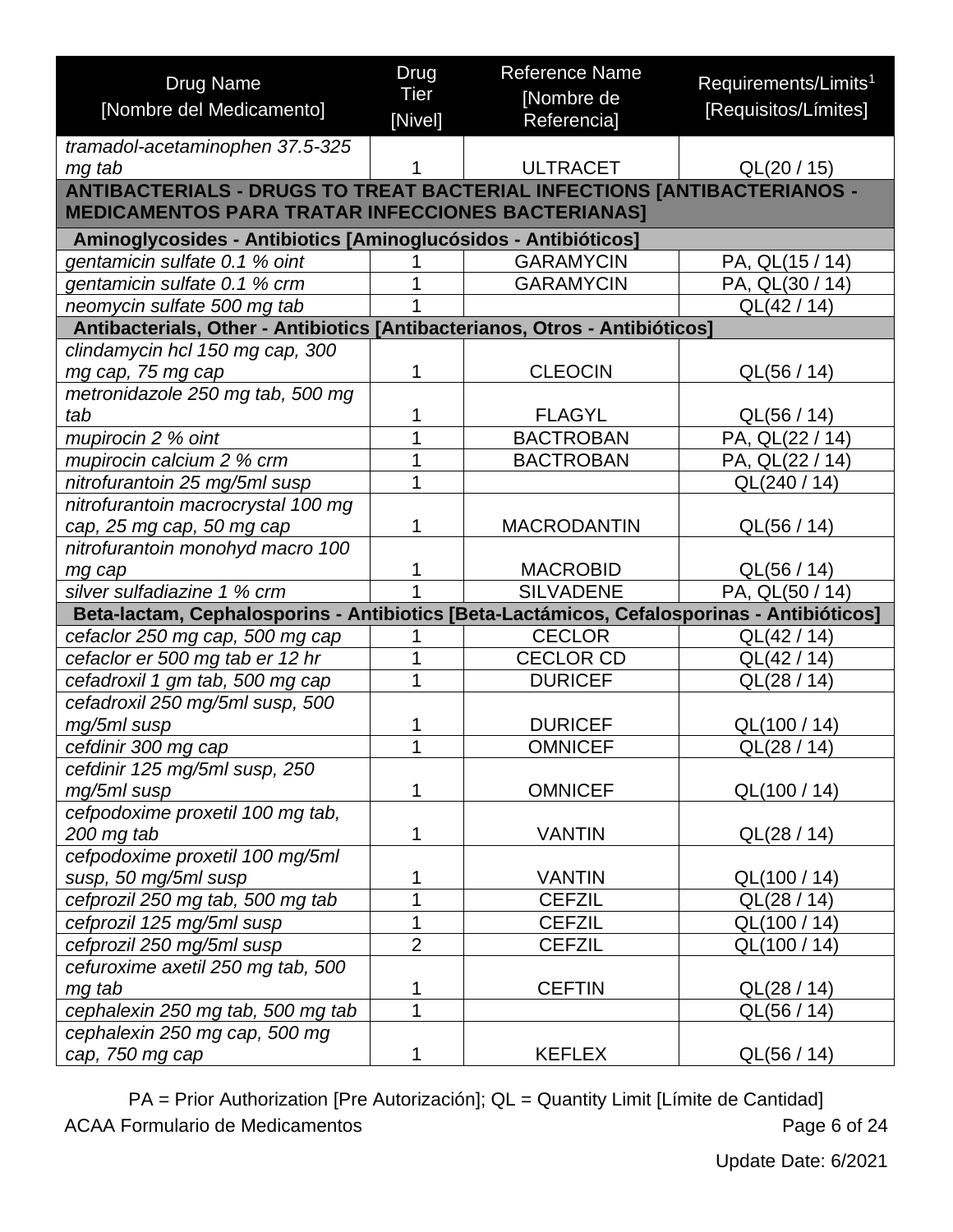| Drug Name [Nombre del Medicamento] | Drug Tier [Nivel] | Reference Name [Nombre de Referencia] | Requirements/Limits[1] [Requisitos/Límites] |
|---|---|---|---|
| *tramadol-acetaminophen 37.5-325 mg tab* | 1 | ULTRACET | QL(20 / 15) |
| **ANTIBACTERIALS - DRUGS TO TREAT BACTERIAL INFECTIONS [ANTIBACTERIANOS - MEDICAMENTOS PARA TRATAR INFECCIONES BACTERIANAS]** | | | |
| **Aminoglycosides - Antibiotics [Aminoglucósidos - Antibióticos]** | | | |
| *gentamicin sulfate 0.1 % oint* | 1 | GARAMYCIN | PA, QL(15 / 14) |
| *gentamicin sulfate 0.1 % crm* | 1 | GARAMYCIN | PA, QL(30 / 14) |
| *neomycin sulfate 500 mg tab* | 1 | | QL(42 / 14) |
| **Antibacterials, Other - Antibiotics [Antibacterianos, Otros - Antibióticos]** | | | |
| *clindamycin hcl 150 mg cap, 300 mg cap, 75 mg cap* | 1 | CLEOCIN | QL(56 / 14) |
| *metronidazole 250 mg tab, 500 mg tab* | 1 | FLAGYL | QL(56 / 14) |
| *mupirocin 2 % oint* | 1 | BACTROBAN | PA, QL(22 / 14) |
| *mupirocin calcium 2 % crm* | 1 | BACTROBAN | PA, QL(22 / 14) |
| *nitrofurantoin 25 mg/5ml susp* | 1 | | QL(240 / 14) |
| *nitrofurantoin macrocrystal 100 mg cap, 25 mg cap, 50 mg cap* | 1 | MACRODANTIN | QL(56 / 14) |
| *nitrofurantoin monohyd macro 100 mg cap* | 1 | MACROBID | QL(56 / 14) |
| *silver sulfadiazine 1 % crm* | 1 | SILVADENE | PA, QL(50 / 14) |
| **Beta-lactam, Cephalosporins - Antibiotics [Beta-Lactámicos, Cefalosporinas - Antibióticos]** | | | |
| *cefaclor 250 mg cap, 500 mg cap* | 1 | CECLOR | QL(42 / 14) |
| *cefaclor er 500 mg tab er 12 hr* | 1 | CECLOR CD | QL(42 / 14) |
| *cefadroxil 1 gm tab, 500 mg cap* | 1 | DURICEF | QL(28 / 14) |
| *cefadroxil 250 mg/5ml susp, 500 mg/5ml susp* | 1 | DURICEF | QL(100 / 14) |
| *cefdinir 300 mg cap* | 1 | OMNICEF | QL(28 / 14) |
| *cefdinir 125 mg/5ml susp, 250 mg/5ml susp* | 1 | OMNICEF | QL(100 / 14) |
| *cefpodoxime proxetil 100 mg tab, 200 mg tab* | 1 | VANTIN | QL(28 / 14) |
| *cefpodoxime proxetil 100 mg/5ml susp, 50 mg/5ml susp* | 1 | VANTIN | QL(100 / 14) |
| *cefprozil 250 mg tab, 500 mg tab* | 1 | CEFZIL | QL(28 / 14) |
| *cefprozil 125 mg/5ml susp* | 1 | CEFZIL | QL(100 / 14) |
| *cefprozil 250 mg/5ml susp* | 2 | CEFZIL | QL(100 / 14) |
| *cefuroxime axetil 250 mg tab, 500 mg tab* | 1 | CEFTIN | QL(28 / 14) |
| *cephalexin 250 mg tab, 500 mg tab* | 1 | | QL(56 / 14) |
| *cephalexin 250 mg cap, 500 mg cap, 750 mg cap* | 1 | KEFLEX | QL(56 / 14) |

PA = Prior Authorization [Pre Autorización]; QL = Quantity Limit [Límite de Cantidad]

ACAA Formulario de Medicamentos

Update Date: 6/2021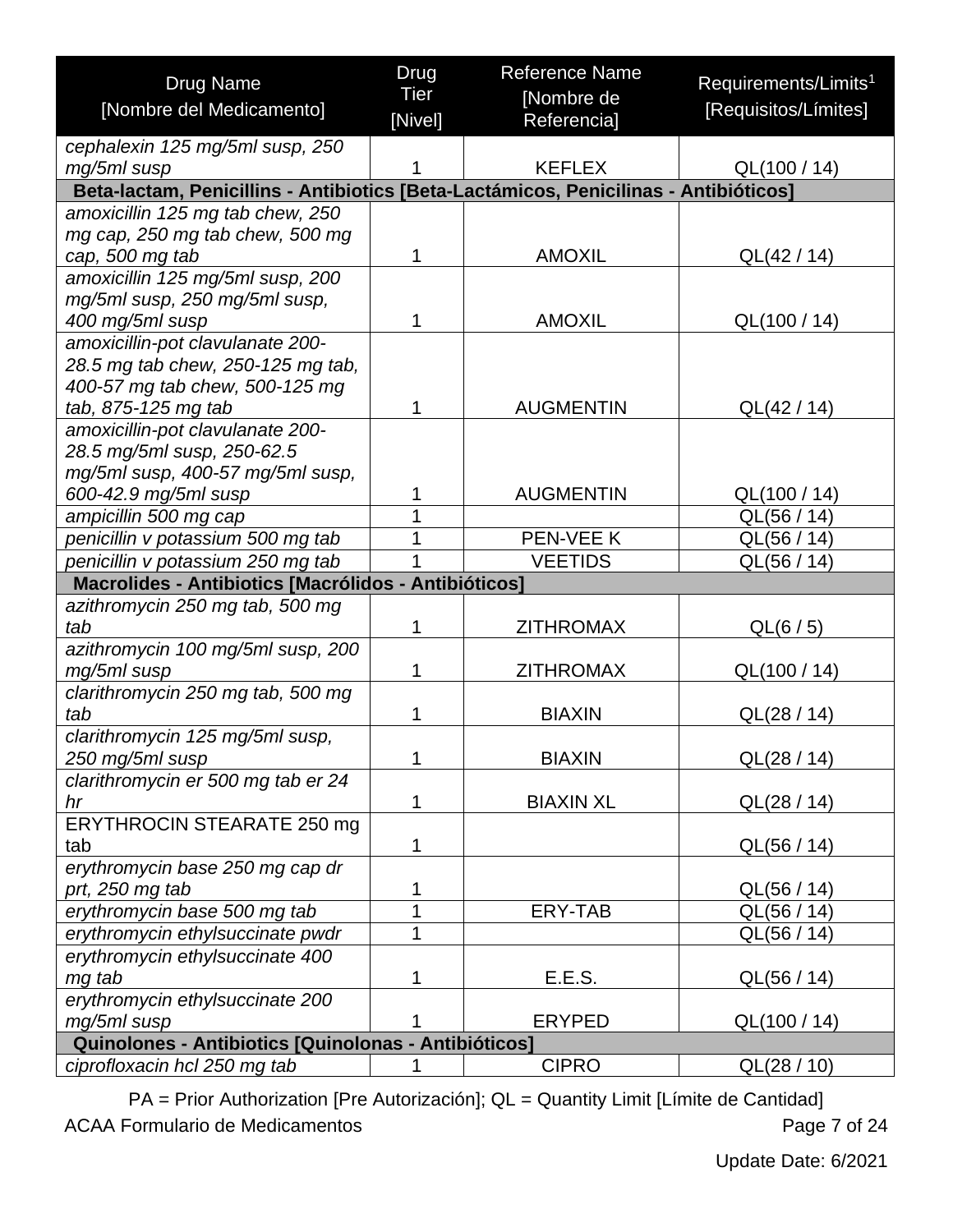| Drug Name [Nombre del Medicamento] | Drug Tier [Nivel] | Reference Name [Nombre de Referencia] | Requirements/Limits[1] [Requisitos/Límites] |
|---|---|---|---|
| *cephalexin 125 mg/5ml susp, 250 mg/5ml susp* | 1 | KEFLEX | QL(100 / 14) |
| **Beta-lactam, Penicillins - Antibiotics [Beta-Lactámicos, Penicilinas - Antibióticos]** | | | |
| *amoxicillin 125 mg tab chew, 250 mg tab chew, 500 mg cap, 250 mg cap, 500 mg tab* | 1 | AMOXIL | QL(42 / 14) |
| *amoxicillin 125 mg/5ml susp, 200 mg/5ml susp, 250 mg/5ml susp, 400 mg/5ml susp* | 1 | AMOXIL | QL(100 / 14) |
| *amoxicillin-pot clavulanate 200-28.5 mg tab chew, 250-125 mg tab, 400-57 mg tab chew, 500-125 mg tab, 875-125 mg tab* | 1 | AUGMENTIN | QL(42 / 14) |
| *amoxicillin-pot clavulanate 200-28.5 mg/5ml susp, 250-62.5 mg/5ml susp, 400-57 mg/5ml susp, 600-42.9 mg/5ml susp* | 1 | AUGMENTIN | QL(100 / 14) |
| *ampicillin 500 mg cap* | 1 | | QL(56 / 14) |
| *penicillin v potassium 500 mg tab* | 1 | PEN-VEE K | QL(56 / 14) |
| *penicillin v potassium 250 mg tab* | 1 | VEETIDS | QL(56 / 14) |
| **Macrolides - Antibiotics [Macrólidos - Antibióticos]** | | | |
| *azithromycin 250 mg tab, 500 mg tab* | 1 | ZITHROMAX | QL(6 / 5) |
| *azithromycin 100 mg/5ml susp, 200 mg/5ml susp* | 1 | ZITHROMAX | QL(100 / 14) |
| *clarithromycin 250 mg tab, 500 mg tab* | 1 | BIAXIN | QL(28 / 14) |
| *clarithromycin 125 mg/5ml susp, 250 mg/5ml susp* | 1 | BIAXIN | QL(28 / 14) |
| *clarithromycin er 500 mg tab er 24 hr* | 1 | BIAXIN XL | QL(28 / 14) |
| ERYTHROCIN STEARATE 250 mg tab | 1 | | QL(56 / 14) |
| *erythromycin base 250 mg cap dr prt, 250 mg tab* | 1 | | QL(56 / 14) |
| *erythromycin base 500 mg tab* | 1 | ERY-TAB | QL(56 / 14) |
| *erythromycin ethylsuccinate pwdr* | 1 | | QL(56 / 14) |
| *erythromycin ethylsuccinate 400 mg tab* | 1 | E.E.S. | QL(56 / 14) |
| *erythromycin ethylsuccinate 200 mg/5ml susp* | 1 | ERYPED | QL(100 / 14) |
| **Quinolones - Antibiotics [Quinolonas - Antibióticos]** | | | |
| *ciprofloxacin hcl 250 mg tab* | 1 | CIPRO | QL(28 / 10) |

PA = Prior Authorization [Pre Autorización]; QL = Quantity Limit [Límite de Cantidad]

ACAA Formulario de Medicamentos

Update Date: 6/2021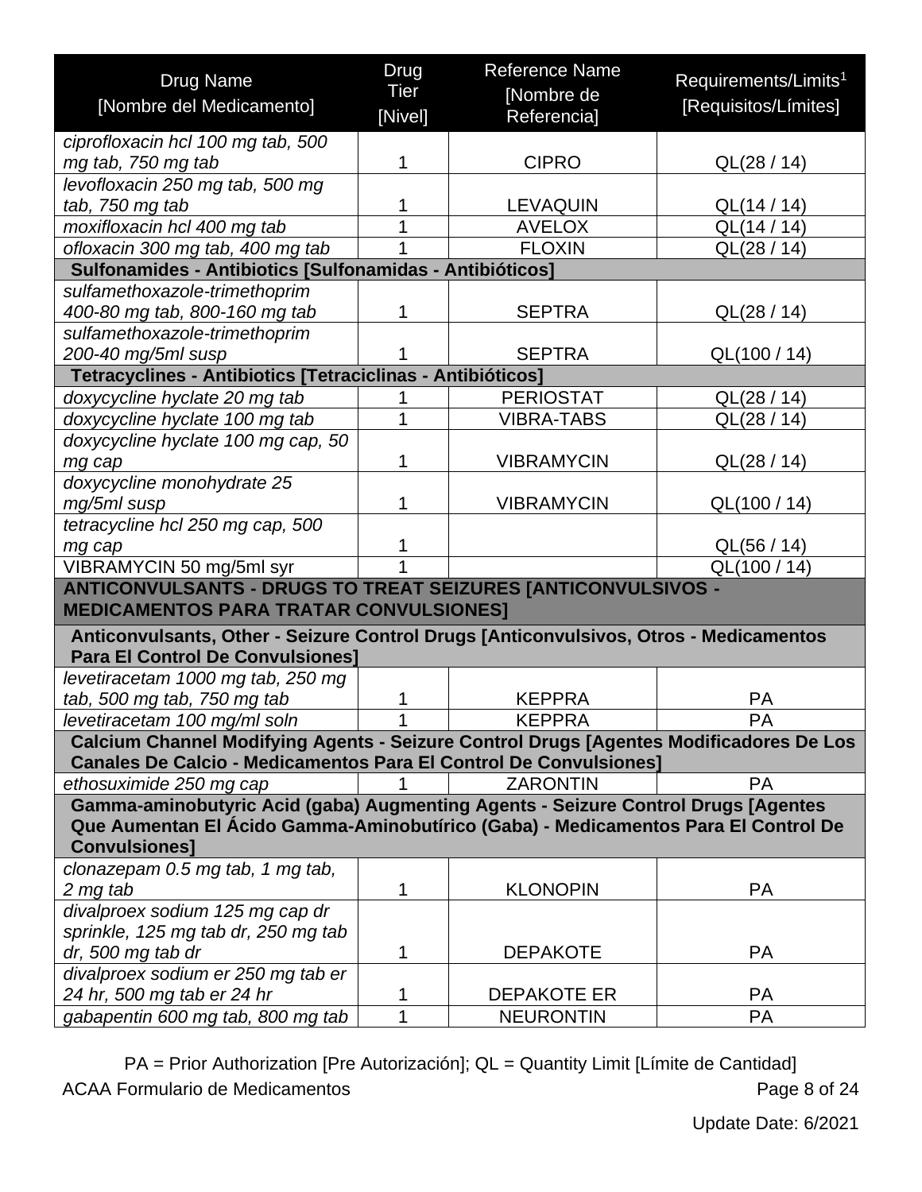| Drug Name [Nombre del Medicamento] | Drug Tier [Nivel] | Reference Name [Nombre de Referencia] | Requirements/Limits[1] [Requisitos/Límites] |
|---|---|---|---|
| *ciprofloxacin hcl 100 mg tab, 500 mg tab, 750 mg tab* | 1 | CIPRO | QL(28 / 14) |
| *levofloxacin 250 mg tab, 500 mg tab, 750 mg tab* | 1 | LEVAQUIN | QL(14 / 14) |
| *moxifloxacin hcl 400 mg tab* | 1 | AVELOX | QL(14 / 14) |
| *ofloxacin 300 mg tab, 400 mg tab* | 1 | FLOXIN | QL(28 / 14) |
| **Sulfonamides - Antibiotics [Sulfonamidas - Antibióticos]** | | | |
| *sulfamethoxazole-trimethoprim 400-80 mg tab, 800-160 mg tab* | 1 | SEPTRA | QL(28 / 14) |
| *sulfamethoxazole-trimethoprim 200-40 mg/5ml susp* | 1 | SEPTRA | QL(100 / 14) |
| **Tetracyclines - Antibiotics [Tetraciclinas - Antibióticos]** | | | |
| *doxycycline hyclate 20 mg tab* | 1 | PERIOSTAT | QL(28 / 14) |
| *doxycycline hyclate 100 mg tab* | 1 | VIBRA-TABS | QL(28 / 14) |
| *doxycycline hyclate 100 mg cap, 50 mg cap* | 1 | VIBRAMYCIN | QL(28 / 14) |
| *doxycycline monohydrate 25 mg/5ml susp* | 1 | VIBRAMYCIN | QL(100 / 14) |
| *tetracycline hcl 250 mg cap, 500 mg cap* | 1 | | QL(56 / 14) |
| VIBRAMYCIN 50 mg/5ml syr | 1 | | QL(100 / 14) |
| **ANTICONVULSANTS - DRUGS TO TREAT SEIZURES [ANTICONVULSIVOS - MEDICAMENTOS PARA TRATAR CONVULSIONES]** | | | |
| **Anticonvulsants, Other - Seizure Control Drugs [Anticonvulsivos, Otros - Medicamentos Para El Control De Convulsiones]** | | | |
| *levetiracetam 1000 mg tab, 250 mg tab, 500 mg tab, 750 mg tab* | 1 | KEPPRA | PA |
| *levetiracetam 100 mg/ml soln* | 1 | KEPPRA | PA |
| **Calcium Channel Modifying Agents - Seizure Control Drugs [Agentes Modificadores De Los Canales De Calcio - Medicamentos Para El Control De Convulsiones]** | | | |
| *ethosuximide 250 mg cap* | 1 | ZARONTIN | PA |
| **Gamma-aminobutyric Acid (gaba) Augmenting Agents - Seizure Control Drugs [Agentes Que Aumentan El Ácido Gamma-Aminobutírico (Gaba) - Medicamentos Para El Control De Convulsiones]** | | | |
| *clonazepam 0.5 mg tab, 1 mg tab, 2 mg tab* | 1 | KLONOPIN | PA |
| *divalproex sodium 125 mg cap dr sprinkle, 125 mg tab dr, 250 mg tab dr, 500 mg tab dr* | 1 | DEPAKOTE | PA |
| *divalproex sodium er 250 mg tab er 24 hr, 500 mg tab er 24 hr* | 1 | DEPAKOTE ER | PA |
| *gabapentin 600 mg tab, 800 mg tab* | 1 | NEURONTIN | PA |

PA = Prior Authorization [Pre Autorización]; QL = Quantity Limit [Límite de Cantidad]

ACAA Formulario de Medicamentos

Update Date: 6/2021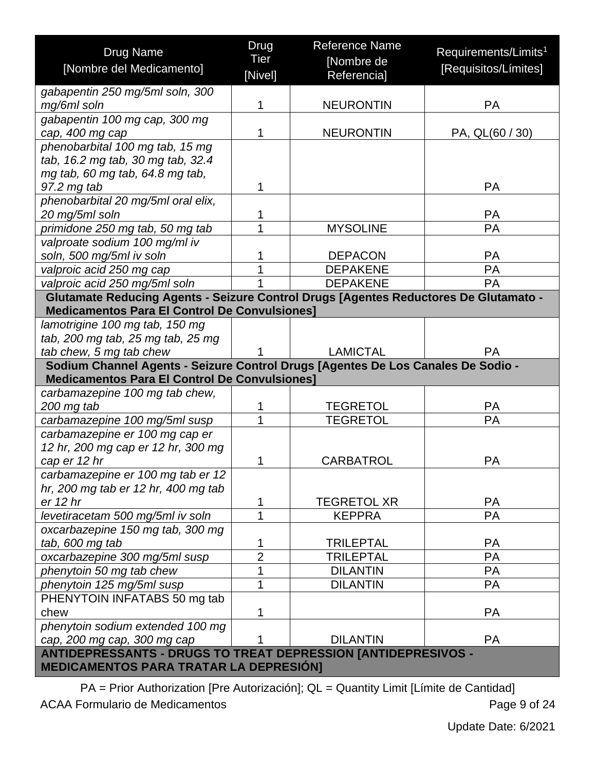| Drug Name [Nombre del Medicamento] | Drug Tier [Nivel] | Reference Name [Nombre de Referencia] | Requirements/Limits[1] [Requisitos/Límites] |
|---|---|---|---|
| *gabapentin 250 mg/5ml soln, 300 mg/6ml soln* | 1 | NEURONTIN | PA |
| *gabapentin 100 mg cap, 300 mg cap, 400 mg cap* | 1 | NEURONTIN | PA, QL(60 / 30) |
| *phenobarbital 100 mg tab, 15 mg tab, 16.2 mg tab, 30 mg tab, 32.4 mg tab, 60 mg tab, 64.8 mg tab, 97.2 mg tab* | 1 | | PA |
| *phenobarbital 20 mg/5ml oral elix, 20 mg/5ml soln* | 1 | | PA |
| *primidone 250 mg tab, 50 mg tab* | 1 | MYSOLINE | PA |
| *valproate sodium 100 mg/ml iv soln, 500 mg/5ml iv soln* | 1 | DEPACON | PA |
| *valproic acid 250 mg cap* | 1 | DEPAKENE | PA |
| *valproic acid 250 mg/5ml soln* | 1 | DEPAKENE | PA |
| **Glutamate Reducing Agents - Seizure Control Drugs [Agentes Reductores De Glutamato - Medicamentos Para El Control De Convulsiones]** | | | |
| *lamotrigine 100 mg tab, 150 mg tab, 200 mg tab, 25 mg tab, 25 mg tab chew, 5 mg tab chew* | 1 | LAMICTAL | PA |
| **Sodium Channel Agents - Seizure Control Drugs [Agentes De Los Canales De Sodio - Medicamentos Para El Control De Convulsiones]** | | | |
| *carbamazepine 100 mg tab chew, 200 mg tab* | 1 | TEGRETOL | PA |
| *carbamazepine 100 mg/5ml susp* | 1 | TEGRETOL | PA |
| *carbamazepine er 100 mg cap er 12 hr, 200 mg cap er 12 hr, 300 mg cap er 12 hr* | 1 | CARBATROL | PA |
| *carbamazepine er 100 mg tab er 12 hr, 200 mg tab er 12 hr, 400 mg tab er 12 hr* | 1 | TEGRETOL XR | PA |
| *levetiracetam 500 mg/5ml iv soln* | 1 | KEPPRA | PA |
| *oxcarbazepine 150 mg tab, 300 mg tab, 600 mg tab* | 1 | TRILEPTAL | PA |
| *oxcarbazepine 300 mg/5ml susp* | 2 | TRILEPTAL | PA |
| *phenytoin 50 mg tab chew* | 1 | DILANTIN | PA |
| *phenytoin 125 mg/5ml susp* | 1 | DILANTIN | PA |
| PHENYTOIN INFATABS 50 mg tab chew | 1 | | PA |
| *phenytoin sodium extended 100 mg cap, 200 mg cap, 300 mg cap* | 1 | DILANTIN | PA |
| **ANTIDEPRESSANTS - DRUGS TO TREAT DEPRESSION [ANTIDEPRESIVOS - MEDICAMENTOS PARA TRATAR LA DEPRESIÓN]** | | | |

PA = Prior Authorization [Pre Autorización]; QL = Quantity Limit [Límite de Cantidad]

ACAA Formulario de Medicamentos

Update Date: 6/2021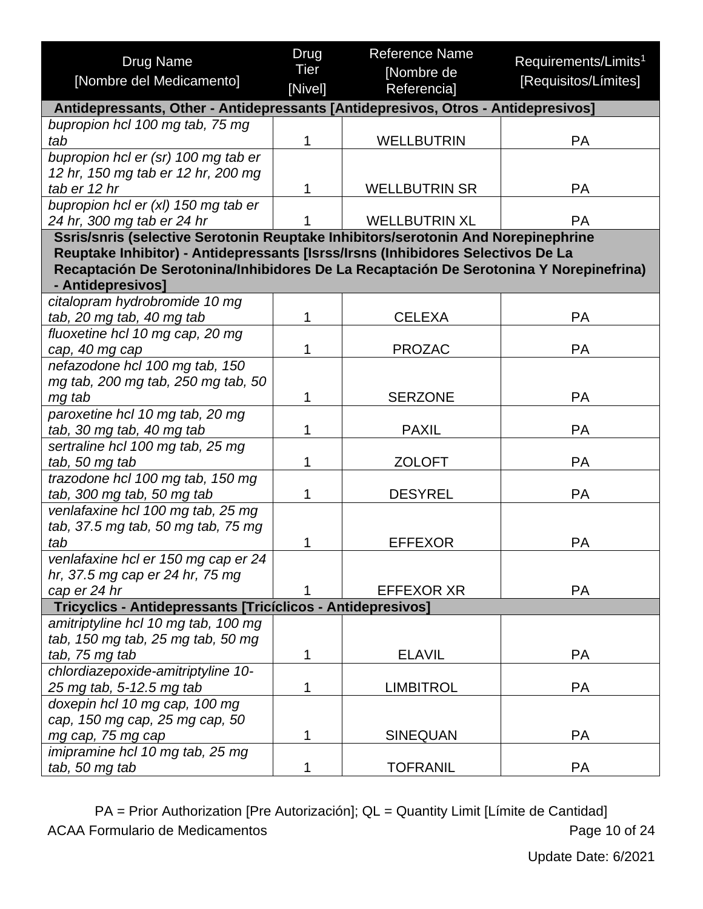| Drug Name [Nombre del Medicamento] | Drug Tier [Nivel] | Reference Name [Nombre de Referencia] | Requirements/Limits[1] [Requisitos/Límites] |
|---|---|---|---|
| **Antidepressants, Other - Antidepressants [Antidepresivos, Otros - Antidepresivos]** | | | |
| *bupropion hcl 100 mg tab, 75 mg tab* | 1 | WELLBUTRIN | PA |
| *bupropion hcl er (sr) 100 mg tab er 12 hr, 150 mg tab er 12 hr, 200 mg tab er 12 hr* | 1 | WELLBUTRIN SR | PA |
| *bupropion hcl er (xl) 150 mg tab er 24 hr, 300 mg tab er 24 hr* | 1 | WELLBUTRIN XL | PA |
| **Ssris/snris (selective Serotonin Reuptake Inhibitors/serotonin And Norepinephrine Reuptake Inhibitor) - Antidepressants [Isrss/Irsns (Inhibidores Selectivos De La Recaptación De Serotonina/Inhibidores De La Recaptación De Serotonina Y Norepinefrina) - Antidepresivos]** | | | |
| *citalopram hydrobromide 10 mg tab, 20 mg tab, 40 mg tab* | 1 | CELEXA | PA |
| *fluoxetine hcl 10 mg cap, 20 mg cap, 40 mg cap* | 1 | PROZAC | PA |
| *nefazodone hcl 100 mg tab, 150 mg tab, 200 mg tab, 250 mg tab, 50 mg tab* | 1 | SERZONE | PA |
| *paroxetine hcl 10 mg tab, 20 mg tab, 30 mg tab, 40 mg tab* | 1 | PAXIL | PA |
| *sertraline hcl 100 mg tab, 25 mg tab, 50 mg tab* | 1 | ZOLOFT | PA |
| *trazodone hcl 100 mg tab, 150 mg tab, 300 mg tab, 50 mg tab* | 1 | DESYREL | PA |
| *venlafaxine hcl 100 mg tab, 25 mg tab, 37.5 mg tab, 50 mg tab, 75 mg tab* | 1 | EFFEXOR | PA |
| *venlafaxine hcl er 150 mg cap er 24 hr, 37.5 mg cap er 24 hr, 75 mg cap er 24 hr* | 1 | EFFEXOR XR | PA |
| **Tricyclics - Antidepressants [Tricíclicos - Antidepresivos]** | | | |
| *amitriptyline hcl 10 mg tab, 100 mg tab, 150 mg tab, 25 mg tab, 50 mg tab, 75 mg tab* | 1 | ELAVIL | PA |
| *chlordiazepoxide-amitriptyline 10-25 mg tab, 5-12.5 mg tab* | 1 | LIMBITROL | PA |
| *doxepin hcl 10 mg cap, 100 mg cap, 150 mg cap, 25 mg cap, 50 mg cap, 75 mg cap* | 1 | SINEQUAN | PA |
| *imipramine hcl 10 mg tab, 25 mg tab, 50 mg tab* | 1 | TOFRANIL | PA |

PA = Prior Authorization [Pre Autorización]; QL = Quantity Limit [Límite de Cantidad]

ACAA Formulario de Medicamentos

Update Date: 6/2021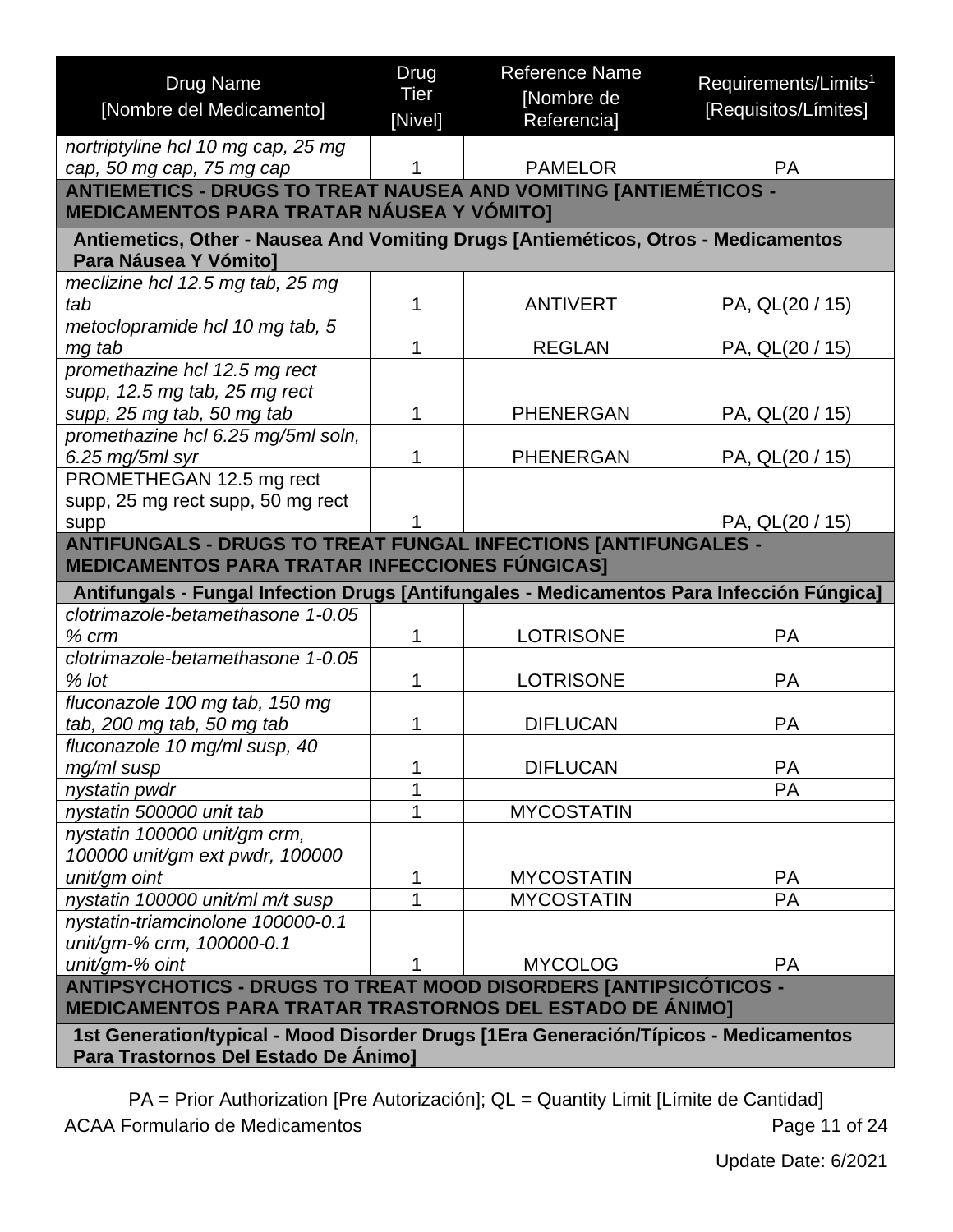| Drug Name [Nombre del Medicamento] | Drug Tier [Nivel] | Reference Name [Nombre de Referencia] | Requirements/Limits[1] [Requisitos/Límites] |
|---|---|---|---|
| *nortriptyline hcl 10 mg cap, 25 mg cap, 50 mg cap, 75 mg cap* | 1 | PAMELOR | PA |
| **ANTIEMETICS - DRUGS TO TREAT NAUSEA AND VOMITING [ANTIEMÉTICOS - MEDICAMENTOS PARA TRATAR NÁUSEA Y VÓMITO]** | | | |
| **Antiemetics, Other - Nausea And Vomiting Drugs [Antieméticos, Otros - Medicamentos Para Náusea Y Vómito]** | | | |
| *meclizine hcl 12.5 mg tab, 25 mg tab* | 1 | ANTIVERT | PA, QL(20 / 15) |
| *metoclopramide hcl 10 mg tab, 5 mg tab* | 1 | REGLAN | PA, QL(20 / 15) |
| *promethazine hcl 12.5 mg rect supp, 12.5 mg tab, 25 mg rect supp, 25 mg tab, 50 mg tab* | 1 | PHENERGAN | PA, QL(20 / 15) |
| *promethazine hcl 6.25 mg/5ml soln, 6.25 mg/5ml syr* | 1 | PHENERGAN | PA, QL(20 / 15) |
| PROMETHEGAN 12.5 mg rect supp, 25 mg rect supp, 50 mg rect supp | 1 | | PA, QL(20 / 15) |
| **ANTIFUNGALS - DRUGS TO TREAT FUNGAL INFECTIONS [ANTIFUNGALES - MEDICAMENTOS PARA TRATAR INFECCIONES FÚNGICAS]** | | | |
| **Antifungals - Fungal Infection Drugs [Antifungales - Medicamentos Para Infección Fúngica]** | | | |
| *clotrimazole-betamethasone 1-0.05 % crm* | 1 | LOTRISONE | PA |
| *clotrimazole-betamethasone 1-0.05 % lot* | 1 | LOTRISONE | PA |
| *fluconazole 100 mg tab, 150 mg tab, 200 mg tab, 50 mg tab* | 1 | DIFLUCAN | PA |
| *fluconazole 10 mg/ml susp, 40 mg/ml susp* | 1 | DIFLUCAN | PA |
| *nystatin pwdr* | 1 | | PA |
| *nystatin 500000 unit tab* | 1 | MYCOSTATIN | |
| *nystatin 100000 unit/gm crm, 100000 unit/gm ext pwdr, 100000 unit/gm oint* | 1 | MYCOSTATIN | PA |
| *nystatin 100000 unit/ml m/t susp* | 1 | MYCOSTATIN | PA |
| *nystatin-triamcinolone 100000-0.1 unit/gm-% crm, 100000-0.1 unit/gm-% oint* | 1 | MYCOLOG | PA |
| **ANTIPSYCHOTICS - DRUGS TO TREAT MOOD DISORDERS [ANTIPSICÓTICOS - MEDICAMENTOS PARA TRATAR TRASTORNOS DEL ESTADO DE ÁNIMO]** | | | |
| **1st Generation/typical - Mood Disorder Drugs [1Era Generación/Típicos - Medicamentos Para Trastornos Del Estado De Ánimo]** | | | |

PA = Prior Authorization [Pre Autorización]; QL = Quantity Limit [Límite de Cantidad]

ACAA Formulario de Medicamentos

Update Date: 6/2021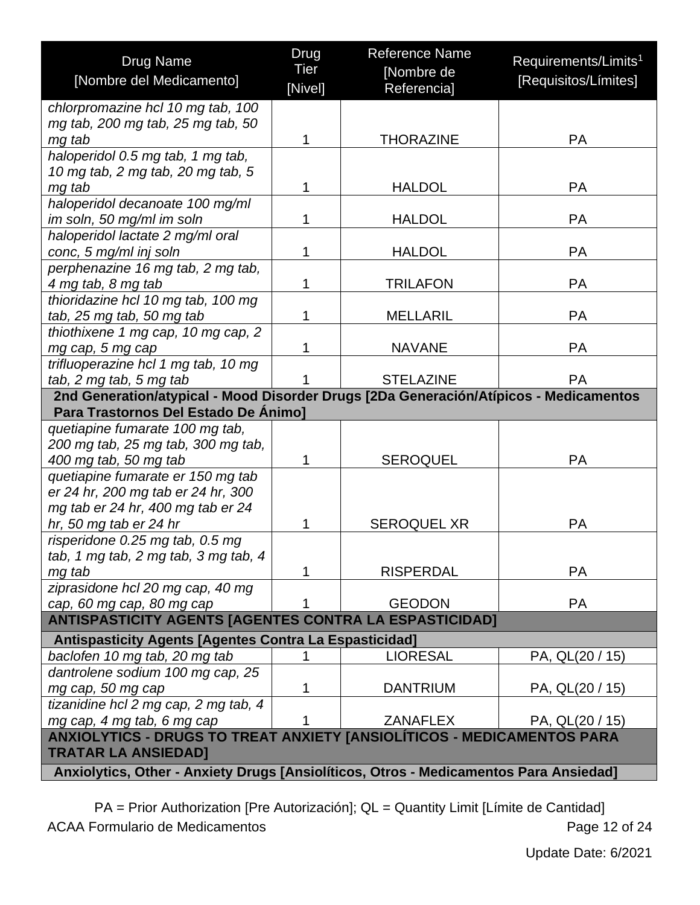| Drug Name [Nombre del Medicamento] | Drug Tier [Nivel] | Reference Name [Nombre de Referencia] | Requirements/Limits[1] [Requisitos/Límites] |
|---|---|---|---|
| *chlorpromazine hcl 10 mg tab, 100 mg tab, 200 mg tab, 25 mg tab, 50 mg tab* | 1 | THORAZINE | PA |
| *haloperidol 0.5 mg tab, 1 mg tab, 10 mg tab, 2 mg tab, 20 mg tab, 5 mg tab* | 1 | HALDOL | PA |
| *haloperidol decanoate 100 mg/ml im soln, 50 mg/ml im soln* | 1 | HALDOL | PA |
| *haloperidol lactate 2 mg/ml oral conc, 5 mg/ml inj soln* | 1 | HALDOL | PA |
| *perphenazine 16 mg tab, 2 mg tab, 4 mg tab, 8 mg tab* | 1 | TRILAFON | PA |
| *thioridazine hcl 10 mg tab, 100 mg tab, 25 mg tab, 50 mg tab* | 1 | MELLARIL | PA |
| *thiothixene 1 mg cap, 10 mg cap, 2 mg cap, 5 mg cap* | 1 | NAVANE | PA |
| *trifluoperazine hcl 1 mg tab, 10 mg tab, 2 mg tab, 5 mg tab* | 1 | STELAZINE | PA |
| **2nd Generation/atypical - Mood Disorder Drugs [2Da Generación/Atípicos - Medicamentos Para Trastornos Del Estado De Ánimo]** | | | |
| *quetiapine fumarate 100 mg tab, 200 mg tab, 25 mg tab, 300 mg tab, 400 mg tab, 50 mg tab* | 1 | SEROQUEL | PA |
| *quetiapine fumarate er 150 mg tab er 24 hr, 200 mg tab er 24 hr, 300 mg tab er 24 hr, 400 mg tab er 24 hr, 50 mg tab er 24 hr* | 1 | SEROQUEL XR | PA |
| *risperidone 0.25 mg tab, 0.5 mg tab, 1 mg tab, 2 mg tab, 3 mg tab, 4 mg tab* | 1 | RISPERDAL | PA |
| *ziprasidone hcl 20 mg cap, 40 mg cap, 60 mg cap, 80 mg cap* | 1 | GEODON | PA |
| **ANTISPASTICITY AGENTS [AGENTES CONTRA LA ESPASTICIDAD]** | | | |
| **Antispasticity Agents [Agentes Contra La Espasticidad]** | | | |
| *baclofen 10 mg tab, 20 mg tab* | 1 | LIORESAL | PA, QL(20 / 15) |
| *dantrolene sodium 100 mg cap, 25 mg cap, 50 mg cap* | 1 | DANTRIUM | PA, QL(20 / 15) |
| *tizanidine hcl 2 mg cap, 2 mg tab, 4 mg cap, 4 mg tab, 6 mg cap* | 1 | ZANAFLEX | PA, QL(20 / 15) |
| **ANXIOLYTICS - DRUGS TO TREAT ANXIETY [ANSIOLÍTICOS - MEDICAMENTOS PARA TRATAR LA ANSIEDAD]** | | | |
| **Anxiolytics, Other - Anxiety Drugs [Ansiolíticos, Otros - Medicamentos Para Ansiedad]** | | | |

PA = Prior Authorization [Pre Autorización]; QL = Quantity Limit [Límite de Cantidad]

ACAA Formulario de Medicamentos

Update Date: 6/2021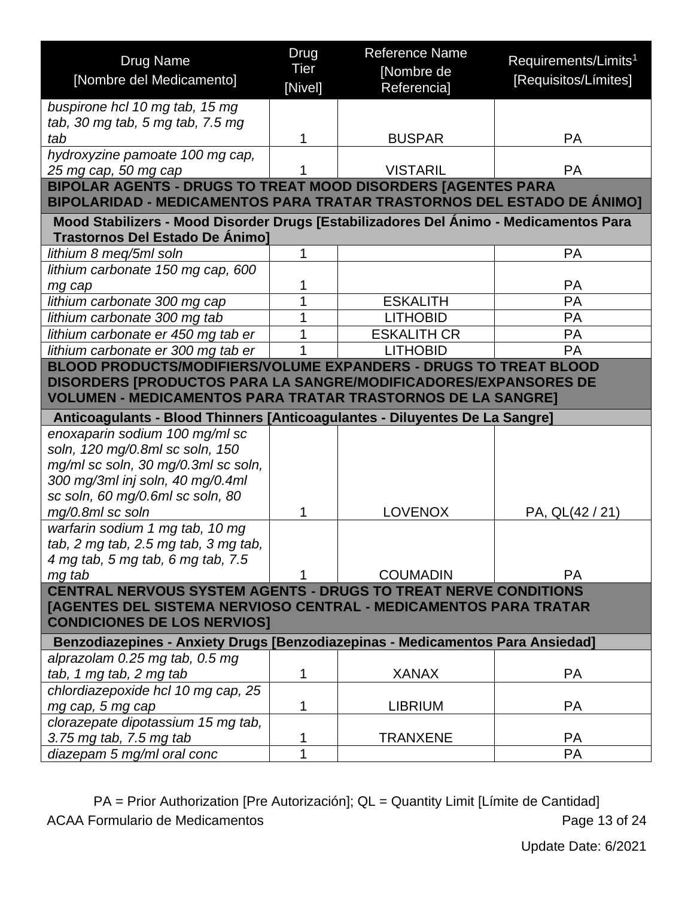| Drug Name [Nombre del Medicamento] | Drug Tier [Nivel] | Reference Name [Nombre de Referencia] | Requirements/Limits[1] [Requisitos/Límites] |
|---|---|---|---|
| *buspirone hcl 10 mg tab, 15 mg tab, 30 mg tab, 5 mg tab, 7.5 mg tab* | 1 | BUSPAR | PA |
| *hydroxyzine pamoate 100 mg cap, 25 mg cap, 50 mg cap* | 1 | VISTARIL | PA |
| **BIPOLAR AGENTS - DRUGS TO TREAT MOOD DISORDERS [AGENTES PARA BIPOLARIDAD - MEDICAMENTOS PARA TRATAR TRASTORNOS DEL ESTADO DE ÁNIMO]** | | | |
| **Mood Stabilizers - Mood Disorder Drugs [Estabilizadores Del Ánimo - Medicamentos Para Trastornos Del Estado De Ánimo]** | | | |
| *lithium 8 meq/5ml soln* | 1 | | PA |
| *lithium carbonate 150 mg cap, 600 mg cap* | 1 | | PA |
| *lithium carbonate 300 mg cap* | 1 | ESKALITH | PA |
| *lithium carbonate 300 mg tab* | 1 | LITHOBID | PA |
| *lithium carbonate er 450 mg tab er* | 1 | ESKALITH CR | PA |
| *lithium carbonate er 300 mg tab er* | 1 | LITHOBID | PA |
| **BLOOD PRODUCTS/MODIFIERS/VOLUME EXPANDERS - DRUGS TO TREAT BLOOD DISORDERS [PRODUCTOS PARA LA SANGRE/MODIFICADORES/EXPANSORES DE VOLUMEN - MEDICAMENTOS PARA TRATAR TRASTORNOS DE LA SANGRE]** | | | |
| **Anticoagulants - Blood Thinners [Anticoagulantes - Diluyentes De La Sangre]** | | | |
| *enoxaparin sodium 100 mg/ml sc soln, 120 mg/0.8ml sc soln, 150 mg/ml sc soln, 30 mg/0.3ml sc soln, 300 mg/3ml inj soln, 40 mg/0.4ml sc soln, 60 mg/0.6ml sc soln, 80 mg/0.8ml sc soln* | 1 | LOVENOX | PA, QL(42 / 21) |
| *warfarin sodium 1 mg tab, 10 mg tab, 2 mg tab, 2.5 mg tab, 3 mg tab, 4 mg tab, 5 mg tab, 6 mg tab, 7.5 mg tab* | 1 | COUMADIN | PA |
| **CENTRAL NERVOUS SYSTEM AGENTS - DRUGS TO TREAT NERVE CONDITIONS [AGENTES DEL SISTEMA NERVIOSO CENTRAL - MEDICAMENTOS PARA TRATAR CONDICIONES DE LOS NERVIOS]** | | | |
| **Benzodiazepines - Anxiety Drugs [Benzodiazepinas - Medicamentos Para Ansiedad]** | | | |
| *alprazolam 0.25 mg tab, 0.5 mg tab, 1 mg tab, 2 mg tab* | 1 | XANAX | PA |
| *chlordiazepoxide hcl 10 mg cap, 25 mg cap, 5 mg cap* | 1 | LIBRIUM | PA |
| *clorazepate dipotassium 15 mg tab, 3.75 mg tab, 7.5 mg tab* | 1 | TRANXENE | PA |
| *diazepam 5 mg/ml oral conc* | 1 | | PA |

PA = Prior Authorization [Pre Autorización]; QL = Quantity Limit [Límite de Cantidad]

ACAA Formulario de Medicamentos

Update Date: 6/2021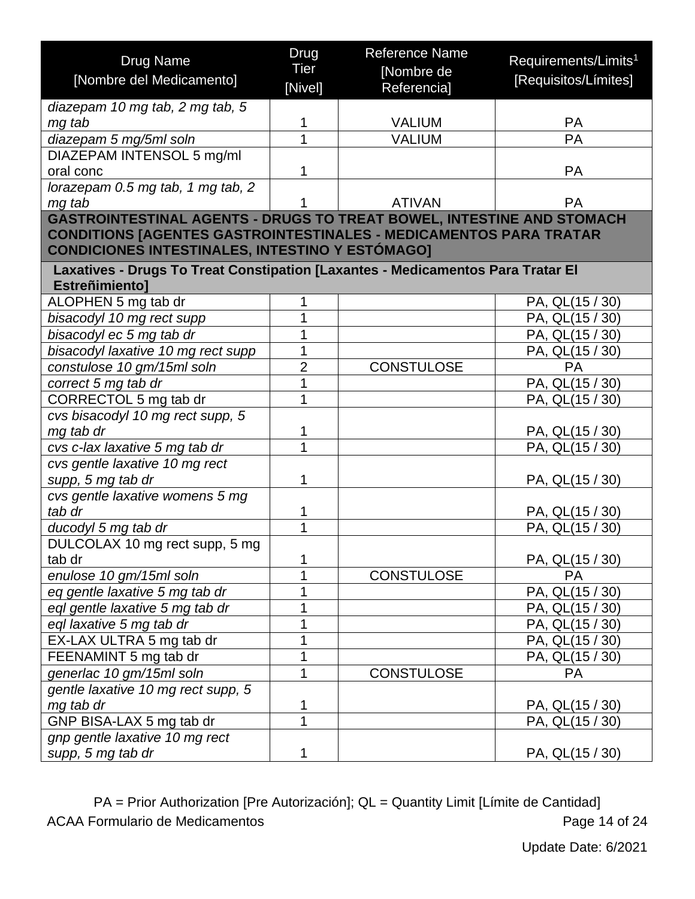| Drug Name [Nombre del Medicamento] | Drug Tier [Nivel] | Reference Name [Nombre de Referencia] | Requirements/Limits[1] [Requisitos/Límites] |
|---|---|---|---|
| *diazepam 10 mg tab, 2 mg tab, 5 mg tab* | 1 | VALIUM | PA |
| *diazepam 5 mg/5ml soln* | 1 | VALIUM | PA |
| DIAZEPAM INTENSOL 5 mg/ml oral conc | 1 | | PA |
| *lorazepam 0.5 mg tab, 1 mg tab, 2 mg tab* | 1 | ATIVAN | PA |
| **GASTROINTESTINAL AGENTS - DRUGS TO TREAT BOWEL, INTESTINE AND STOMACH CONDITIONS [AGENTES GASTROINTESTINALES - MEDICAMENTOS PARA TRATAR CONDICIONES INTESTINALES, INTESTINO Y ESTÓMAGO]** | | | |
| **Laxatives - Drugs To Treat Constipation [Laxantes - Medicamentos Para Tratar El Estreñimiento]** | | | |
| ALOPHEN 5 mg tab dr | 1 | | PA, QL(15 / 30) |
| *bisacodyl 10 mg rect supp* | 1 | | PA, QL(15 / 30) |
| *bisacodyl ec 5 mg tab dr* | 1 | | PA, QL(15 / 30) |
| *bisacodyl laxative 10 mg rect supp* | 1 | | PA, QL(15 / 30) |
| *constulose 10 gm/15ml soln* | 2 | CONSTULOSE | PA |
| *correct 5 mg tab dr* | 1 | | PA, QL(15 / 30) |
| CORRECTOL 5 mg tab dr | 1 | | PA, QL(15 / 30) |
| *cvs bisacodyl 10 mg rect supp, 5 mg tab dr* | 1 | | PA, QL(15 / 30) |
| *cvs c-lax laxative 5 mg tab dr* | 1 | | PA, QL(15 / 30) |
| *cvs gentle laxative 10 mg rect supp, 5 mg tab dr* | 1 | | PA, QL(15 / 30) |
| *cvs gentle laxative womens 5 mg tab dr* | 1 | | PA, QL(15 / 30) |
| *ducodyl 5 mg tab dr* | 1 | | PA, QL(15 / 30) |
| DULCOLAX 10 mg rect supp, 5 mg tab dr | 1 | | PA, QL(15 / 30) |
| *enulose 10 gm/15ml soln* | 1 | CONSTULOSE | PA |
| *eq gentle laxative 5 mg tab dr* | 1 | | PA, QL(15 / 30) |
| *eql gentle laxative 5 mg tab dr* | 1 | | PA, QL(15 / 30) |
| *eql laxative 5 mg tab dr* | 1 | | PA, QL(15 / 30) |
| EX-LAX ULTRA 5 mg tab dr | 1 | | PA, QL(15 / 30) |
| FEENAMINT 5 mg tab dr | 1 | | PA, QL(15 / 30) |
| *generlac 10 gm/15ml soln* | 1 | CONSTULOSE | PA |
| *gentle laxative 10 mg rect supp, 5 mg tab dr* | 1 | | PA, QL(15 / 30) |
| GNP BISA-LAX 5 mg tab dr | 1 | | PA, QL(15 / 30) |
| *gnp gentle laxative 10 mg rect supp, 5 mg tab dr* | 1 | | PA, QL(15 / 30) |

PA = Prior Authorization [Pre Autorización]; QL = Quantity Limit [Límite de Cantidad]

Update Date: 6/2021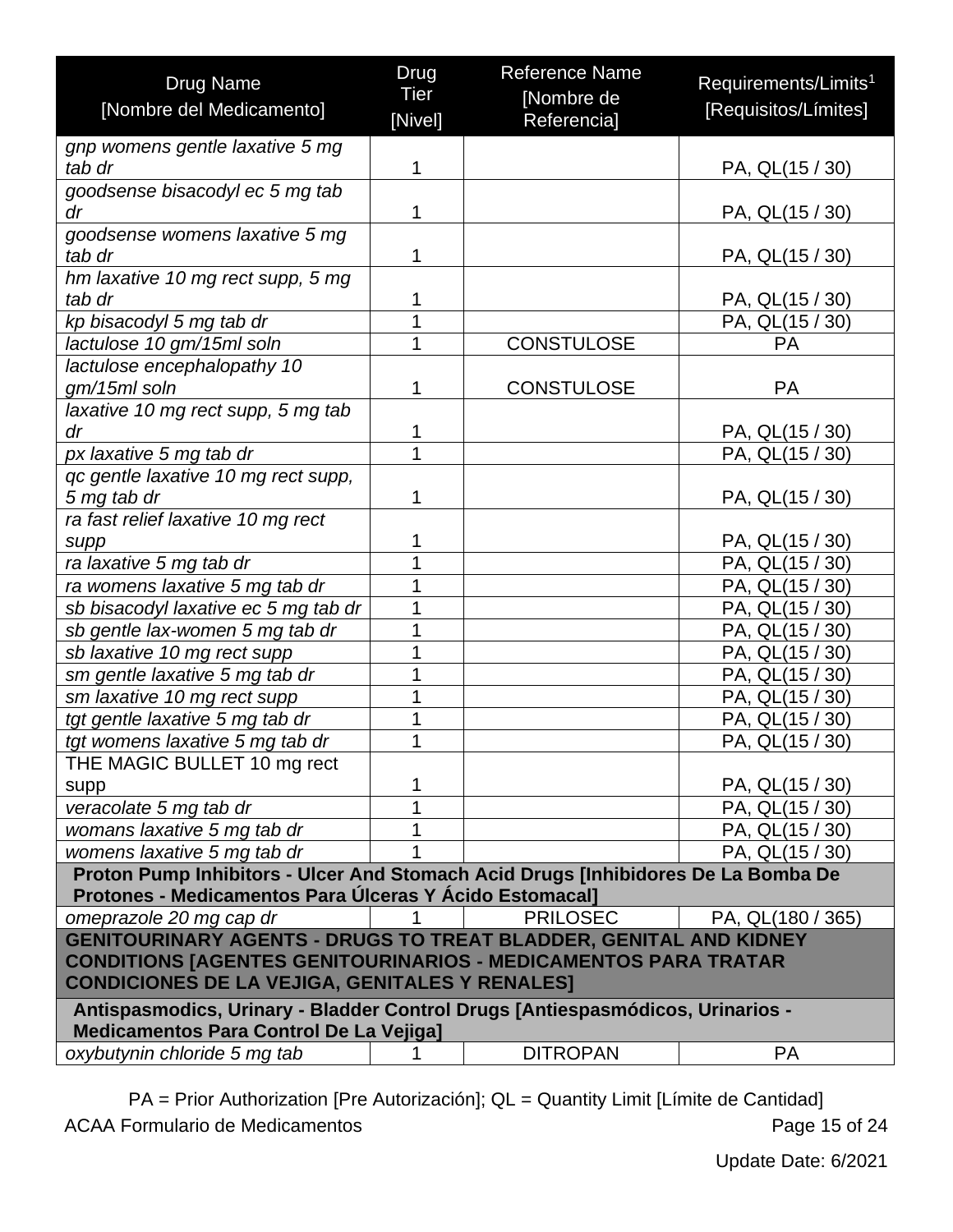| Drug Name [Nombre del Medicamento] | Drug Tier [Nivel] | Reference Name [Nombre de Referencia] | Requirements/Limits[1] [Requisitos/Límites] |
|---|---|---|---|
| *gnp womens gentle laxative 5 mg tab dr* | 1 | | PA, QL(15 / 30) |
| *goodsense bisacodyl ec 5 mg tab dr* | 1 | | PA, QL(15 / 30) |
| *goodsense womens laxative 5 mg tab dr* | 1 | | PA, QL(15 / 30) |
| *hm laxative 10 mg rect supp, 5 mg tab dr* | 1 | | PA, QL(15 / 30) |
| *kp bisacodyl 5 mg tab dr* | 1 | | PA, QL(15 / 30) |
| *lactulose 10 gm/15ml soln* | 1 | CONSTULOSE | PA |
| *lactulose encephalopathy 10 gm/15ml soln* | 1 | CONSTULOSE | PA |
| *laxative 10 mg rect supp, 5 mg tab dr* | 1 | | PA, QL(15 / 30) |
| *px laxative 5 mg tab dr* | 1 | | PA, QL(15 / 30) |
| *qc gentle laxative 10 mg rect supp, 5 mg tab dr* | 1 | | PA, QL(15 / 30) |
| *ra fast relief laxative 10 mg rect supp* | 1 | | PA, QL(15 / 30) |
| *ra laxative 5 mg tab dr* | 1 | | PA, QL(15 / 30) |
| *ra womens laxative 5 mg tab dr* | 1 | | PA, QL(15 / 30) |
| *sb bisacodyl laxative ec 5 mg tab dr* | 1 | | PA, QL(15 / 30) |
| *sb gentle lax-women 5 mg tab dr* | 1 | | PA, QL(15 / 30) |
| *sb laxative 10 mg rect supp* | 1 | | PA, QL(15 / 30) |
| *sm gentle laxative 5 mg tab dr* | 1 | | PA, QL(15 / 30) |
| *sm laxative 10 mg rect supp* | 1 | | PA, QL(15 / 30) |
| *tgt gentle laxative 5 mg tab dr* | 1 | | PA, QL(15 / 30) |
| *tgt womens laxative 5 mg tab dr* | 1 | | PA, QL(15 / 30) |
| THE MAGIC BULLET 10 mg rect supp | 1 | | PA, QL(15 / 30) |
| *veracolate 5 mg tab dr* | 1 | | PA, QL(15 / 30) |
| *womans laxative 5 mg tab dr* | 1 | | PA, QL(15 / 30) |
| *womens laxative 5 mg tab dr* | 1 | | PA, QL(15 / 30) |
| **Proton Pump Inhibitors - Ulcer And Stomach Acid Drugs [Inhibidores De La Bomba De Protones - Medicamentos Para Úlceras Y Ácido Estomacal]** | | | |
| *omeprazole 20 mg cap dr* | 1 | PRILOSEC | PA, QL(180 / 365) |
| **GENITOURINARY AGENTS - DRUGS TO TREAT BLADDER, GENITAL AND KIDNEY CONDITIONS [AGENTES GENITOURINARIOS - MEDICAMENTOS PARA TRATAR CONDICIONES DE LA VEJIGA, GENITALES Y RENALES]** | | | |
| **Antispasmodics, Urinary - Bladder Control Drugs [Antiespasmódicos, Urinarios - Medicamentos Para Control De La Vejiga]** | | | |
| *oxybutynin chloride 5 mg tab* | 1 | DITROPAN | PA |

PA = Prior Authorization [Pre Autorización]; QL = Quantity Limit [Límite de Cantidad]

ACAA Formulario de Medicamentos

Update Date: 6/2021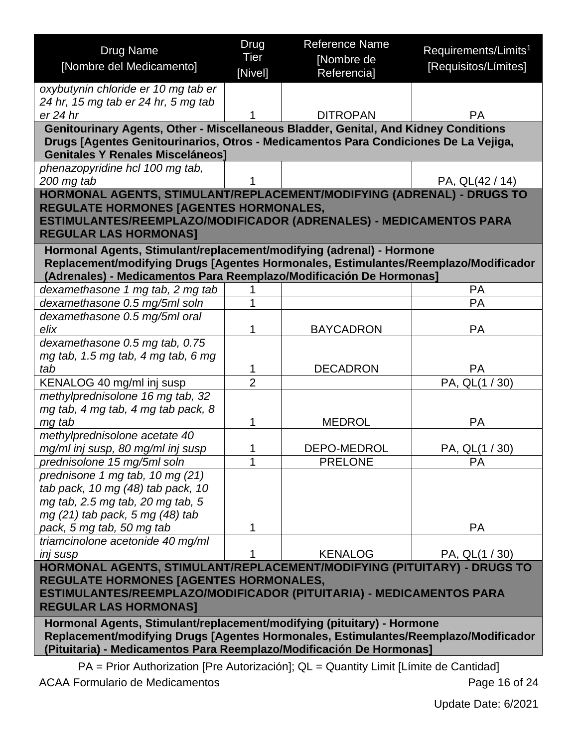| Drug Name [Nombre del Medicamento] | Drug Tier [Nivel] | Reference Name [Nombre de Referencia] | Requirements/Limits[1] [Requisitos/Límites] |
|---|---|---|---|
| *oxybutynin chloride er 10 mg tab er 24 hr, 15 mg tab er 24 hr, 5 mg tab er 24 hr* | 1 | DITROPAN | PA |
| **Genitourinary Agents, Other - Miscellaneous Bladder, Genital, And Kidney Conditions Drugs [Agentes Genitourinarios, Otros - Medicamentos Para Condiciones De La Vejiga, Genitales Y Renales Misceláneos]** | | | |
| *phenazopyridine hcl 100 mg tab, 200 mg tab* | 1 | | PA, QL(42 / 14) |
| **HORMONAL AGENTS, STIMULANT/REPLACEMENT/MODIFYING (ADRENAL) - DRUGS TO REGULATE HORMONES [AGENTES HORMONALES, ESTIMULANTES/REEMPLAZO/MODIFICADOR (ADRENALES) - MEDICAMENTOS PARA REGULAR LAS HORMONAS]** | | | |
| **Hormonal Agents, Stimulant/replacement/modifying (adrenal) - Hormone Replacement/modifying Drugs [Agentes Hormonales, Estimulantes/Reemplazo/Modificador (Adrenales) - Medicamentos Para Reemplazo/Modificación De Hormonas]** | | | |
| *dexamethasone 1 mg tab, 2 mg tab* | 1 | | PA |
| *dexamethasone 0.5 mg/5ml soln* | 1 | | PA |
| *dexamethasone 0.5 mg/5ml oral elix* | 1 | BAYCADRON | PA |
| *dexamethasone 0.5 mg tab, 0.75 mg tab, 1.5 mg tab, 4 mg tab, 6 mg tab* | 1 | DECADRON | PA |
| KENALOG 40 mg/ml inj susp | 2 | | PA, QL(1 / 30) |
| *methylprednisolone 16 mg tab, 32 mg tab, 4 mg tab, 4 mg tab pack, 8 mg tab* | 1 | MEDROL | PA |
| *methylprednisolone acetate 40 mg/ml inj susp, 80 mg/ml inj susp* | 1 | DEPO-MEDROL | PA, QL(1 / 30) |
| *prednisolone 15 mg/5ml soln* | 1 | PRELONE | PA |
| *prednisone 1 mg tab, 10 mg (21) tab pack, 10 mg (48) tab pack, 10 mg tab, 2.5 mg tab, 20 mg tab, 5 mg (21) tab pack, 5 mg (48) tab pack, 5 mg tab, 50 mg tab* | 1 | | PA |
| *triamcinolone acetonide 40 mg/ml inj susp* | 1 | KENALOG | PA, QL(1 / 30) |
| **HORMONAL AGENTS, STIMULANT/REPLACEMENT/MODIFYING (PITUITARY) - DRUGS TO REGULATE HORMONES [AGENTES HORMONALES, ESTIMULANTES/REEMPLAZO/MODIFICADOR (PITUITARIA) - MEDICAMENTOS PARA REGULAR LAS HORMONAS]** | | | |
| **Hormonal Agents, Stimulant/replacement/modifying (pituitary) - Hormone Replacement/modifying Drugs [Agentes Hormonales, Estimulantes/Reemplazo/Modificador (Pituitaria) - Medicamentos Para Reemplazo/Modificación De Hormonas]** | | | |

PA = Prior Authorization [Pre Autorización]; QL = Quantity Limit [Límite de Cantidad]

ACAA Formulario de Medicamentos

Update Date: 6/2021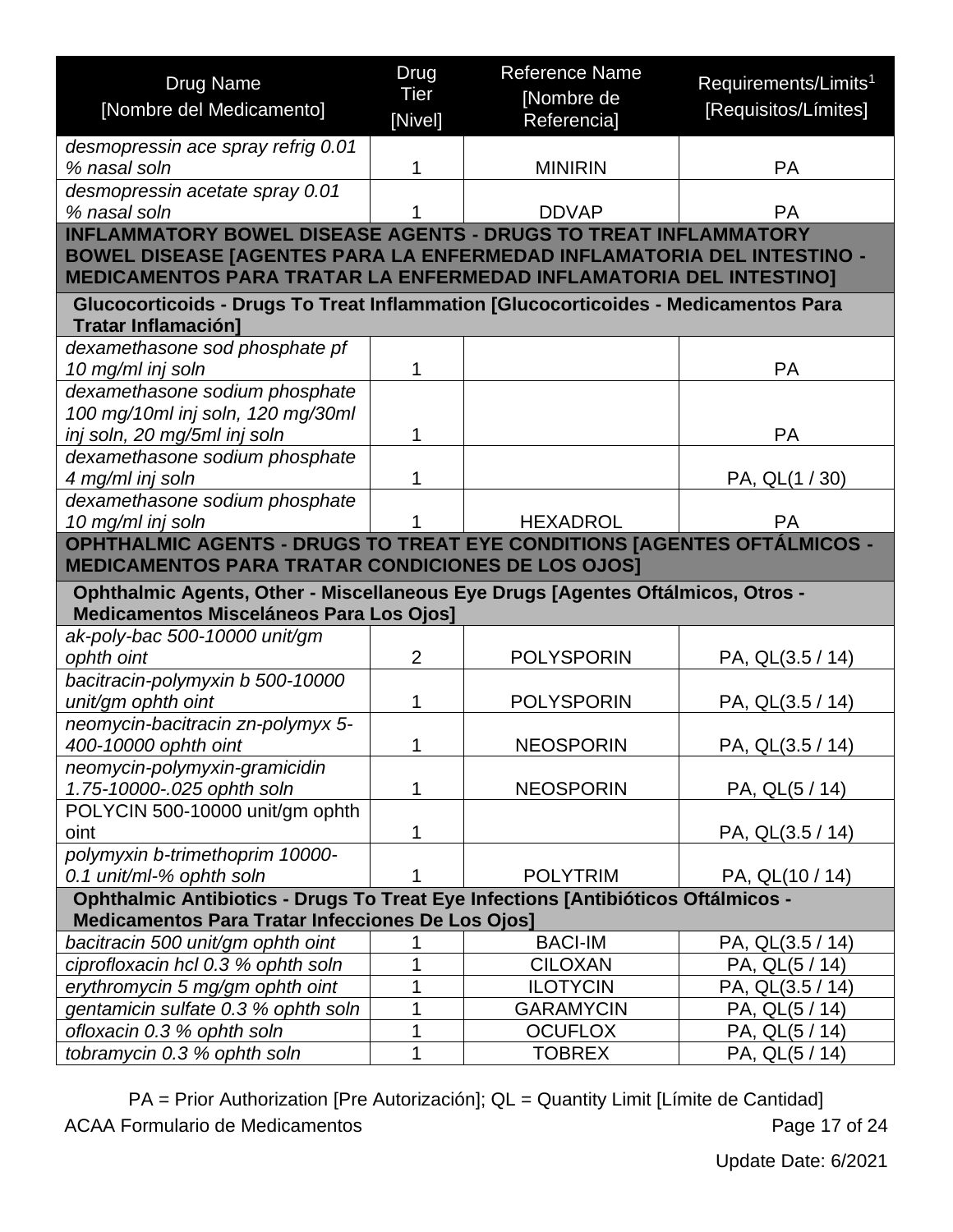| Drug Name [Nombre del Medicamento] | Drug Tier [Nivel] | Reference Name [Nombre de Referencia] | Requirements/Limits[1] [Requisitos/Límites] |
|---|---|---|---|
| *desmopressin ace spray refrig 0.01 % nasal soln* | 1 | MINIRIN | PA |
| *desmopressin acetate spray 0.01 % nasal soln* | 1 | DDVAP | PA |
| **INFLAMMATORY BOWEL DISEASE AGENTS - DRUGS TO TREAT INFLAMMATORY BOWEL DISEASE [AGENTES PARA LA ENFERMEDAD INFLAMATORIA DEL INTESTINO - MEDICAMENTOS PARA TRATAR LA ENFERMEDAD INFLAMATORIA DEL INTESTINO]** | | | |
| **Glucocorticoids - Drugs To Treat Inflammation [Glucocorticoides - Medicamentos Para Tratar Inflamación]** | | | |
| *dexamethasone sod phosphate pf 10 mg/ml inj soln* | 1 | | PA |
| *dexamethasone sodium phosphate 100 mg/10ml inj soln, 120 mg/30ml inj soln, 20 mg/5ml inj soln* | 1 | | PA |
| *dexamethasone sodium phosphate 4 mg/ml inj soln* | 1 | | PA, QL(1 / 30) |
| *dexamethasone sodium phosphate 10 mg/ml inj soln* | 1 | HEXADROL | PA |
| **OPHTHALMIC AGENTS - DRUGS TO TREAT EYE CONDITIONS [AGENTES OFTÁLMICOS - MEDICAMENTOS PARA TRATAR CONDICIONES DE LOS OJOS]** | | | |
| **Ophthalmic Agents, Other - Miscellaneous Eye Drugs [Agentes Oftálmicos, Otros - Medicamentos Misceláneos Para Los Ojos]** | | | |
| *ak-poly-bac 500-10000 unit/gm ophth oint* | 2 | POLYSPORIN | PA, QL(3.5 / 14) |
| *bacitracin-polymyxin b 500-10000 unit/gm ophth oint* | 1 | POLYSPORIN | PA, QL(3.5 / 14) |
| *neomycin-bacitracin zn-polymyx 5-400-10000 ophth oint* | 1 | NEOSPORIN | PA, QL(3.5 / 14) |
| *neomycin-polymyxin-gramicidin 1.75-10000-.025 ophth soln* | 1 | NEOSPORIN | PA, QL(5 / 14) |
| POLYCIN 500-10000 unit/gm ophth oint | 1 | | PA, QL(3.5 / 14) |
| *polymyxin b-trimethoprim 10000-0.1 unit/ml-% ophth soln* | 1 | POLYTRIM | PA, QL(10 / 14) |
| **Ophthalmic Antibiotics - Drugs To Treat Eye Infections [Antibióticos Oftálmicos - Medicamentos Para Tratar Infecciones De Los Ojos]** | | | |
| *bacitracin 500 unit/gm ophth oint* | 1 | BACI-IM | PA, QL(3.5 / 14) |
| *ciprofloxacin hcl 0.3 % ophth soln* | 1 | CILOXAN | PA, QL(5 / 14) |
| *erythromycin 5 mg/gm ophth oint* | 1 | ILOTYCIN | PA, QL(3.5 / 14) |
| *gentamicin sulfate 0.3 % ophth soln* | 1 | GARAMYCIN | PA, QL(5 / 14) |
| *ofloxacin 0.3 % ophth soln* | 1 | OCUFLOX | PA, QL(5 / 14) |
| *tobramycin 0.3 % ophth soln* | 1 | TOBREX | PA, QL(5 / 14) |

PA = Prior Authorization [Pre Autorización]; QL = Quantity Limit [Límite de Cantidad]

Update Date: 6/2021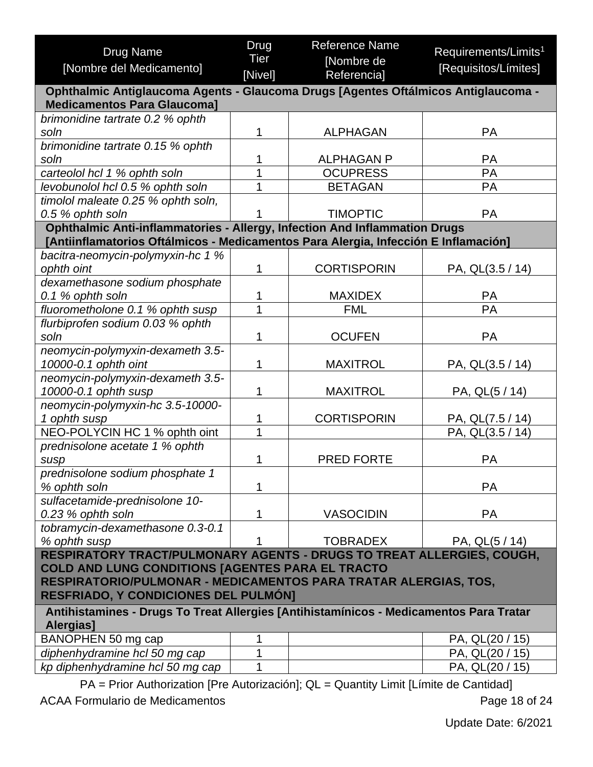| Drug Name [Nombre del Medicamento] | Drug Tier [Nivel] | Reference Name [Nombre de Referencia] | Requirements/Limits[1] [Requisitos/Límites] |
|---|---|---|---|
| **Ophthalmic Antiglaucoma Agents - Glaucoma Drugs [Agentes Oftálmicos Antiglaucoma - Medicamentos Para Glaucoma]** | | | |
| *brimonidine tartrate 0.2 % ophth soln* | 1 | ALPHAGAN | PA |
| *brimonidine tartrate 0.15 % ophth soln* | 1 | ALPHAGAN P | PA |
| *carteolol hcl 1 % ophth soln* | 1 | OCUPRESS | PA |
| *levobunolol hcl 0.5 % ophth soln* | 1 | BETAGAN | PA |
| *timolol maleate 0.25 % ophth soln, 0.5 % ophth soln* | 1 | TIMOPTIC | PA |
| **Ophthalmic Anti-inflammatories - Allergy, Infection And Inflammation Drugs [Antiinflamatorios Oftálmicos - Medicamentos Para Alergia, Infección E Inflamación]** | | | |
| *bacitra-neomycin-polymyxin-hc 1 % ophth oint* | 1 | CORTISPORIN | PA, QL(3.5 / 14) |
| *dexamethasone sodium phosphate 0.1 % ophth soln* | 1 | MAXIDEX | PA |
| *fluorometholone 0.1 % ophth susp* | 1 | FML | PA |
| *flurbiprofen sodium 0.03 % ophth soln* | 1 | OCUFEN | PA |
| *neomycin-polymyxin-dexameth 3.5-10000-0.1 ophth oint* | 1 | MAXITROL | PA, QL(3.5 / 14) |
| *neomycin-polymyxin-dexameth 3.5-10000-0.1 ophth susp* | 1 | MAXITROL | PA, QL(5 / 14) |
| *neomycin-polymyxin-hc 3.5-10000-1 ophth susp* | 1 | CORTISPORIN | PA, QL(7.5 / 14) |
| NEO-POLYCIN HC 1 % ophth oint | 1 | | PA, QL(3.5 / 14) |
| *prednisolone acetate 1 % ophth susp* | 1 | PRED FORTE | PA |
| *prednisolone sodium phosphate 1 % ophth soln* | 1 | | PA |
| *sulfacetamide-prednisolone 10-0.23 % ophth soln* | 1 | VASOCIDIN | PA |
| *tobramycin-dexamethasone 0.3-0.1 % ophth susp* | 1 | TOBRADEX | PA, QL(5 / 14) |
| **RESPIRATORY TRACT/PULMONARY AGENTS - DRUGS TO TREAT ALLERGIES, COUGH, COLD AND LUNG CONDITIONS [AGENTES PARA EL TRACTO RESPIRATORIO/PULMONAR - MEDICAMENTOS PARA TRATAR ALERGIAS, TOS, RESFRIADO, Y CONDICIONES DEL PULMÓN]** | | | |
| **Antihistamines - Drugs To Treat Allergies [Antihistamínicos - Medicamentos Para Tratar Alergias]** | | | |
| BANOPHEN 50 mg cap | 1 | | PA, QL(20 / 15) |
| *diphenhydramine hcl 50 mg cap* | 1 | | PA, QL(20 / 15) |
| *kp diphenhydramine hcl 50 mg cap* | 1 | | PA, QL(20 / 15) |

PA = Prior Authorization [Pre Autorización]; QL = Quantity Limit [Límite de Cantidad]

ACAA Formulario de Medicamentos

Update Date: 6/2021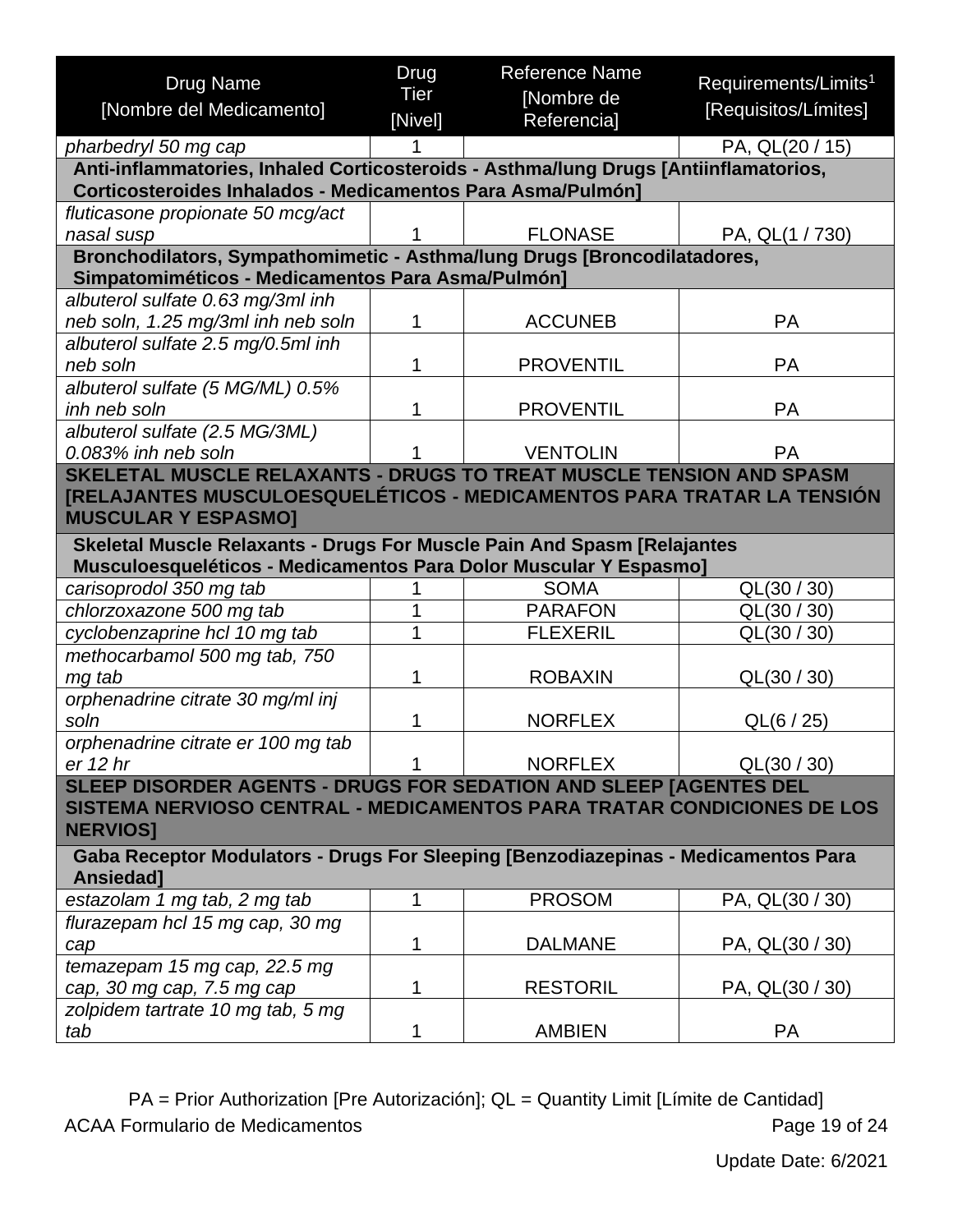| Drug Name [Nombre del Medicamento] | Drug Tier [Nivel] | Reference Name [Nombre de Referencia] | Requirements/Limits[1] [Requisitos/Límites] |
|---|---|---|---|
| *pharbedryl 50 mg cap* | 1 | | PA, QL(20 / 15) |
| **Anti-inflammatories, Inhaled Corticosteroids - Asthma/lung Drugs [Antiinflamatorios, Corticosteroides Inhalados - Medicamentos Para Asma/Pulmón]** | | | |
| *fluticasone propionate 50 mcg/act nasal susp* | 1 | FLONASE | PA, QL(1 / 730) |
| **Bronchodilators, Sympathomimetic - Asthma/lung Drugs [Broncodilatadores, Simpatomiméticos - Medicamentos Para Asma/Pulmón]** | | | |
| *albuterol sulfate 0.63 mg/3ml inh neb soln, 1.25 mg/3ml inh neb soln* | 1 | ACCUNEB | PA |
| *albuterol sulfate 2.5 mg/0.5ml inh neb soln* | 1 | PROVENTIL | PA |
| *albuterol sulfate (5 MG/ML) 0.5% inh neb soln* | 1 | PROVENTIL | PA |
| *albuterol sulfate (2.5 MG/3ML) 0.083% inh neb soln* | 1 | VENTOLIN | PA |
| **SKELETAL MUSCLE RELAXANTS - DRUGS TO TREAT MUSCLE TENSION AND SPASM [RELAJANTES MUSCULOESQUELÉTICOS - MEDICAMENTOS PARA TRATAR LA TENSIÓN MUSCULAR Y ESPASMO]** | | | |
| **Skeletal Muscle Relaxants - Drugs For Muscle Pain And Spasm [Relajantes Musculoesqueléticos - Medicamentos Para Dolor Muscular Y Espasmo]** | | | |
| *carisoprodol 350 mg tab* | 1 | SOMA | QL(30 / 30) |
| *chlorzoxazone 500 mg tab* | 1 | PARAFON | QL(30 / 30) |
| *cyclobenzaprine hcl 10 mg tab* | 1 | FLEXERIL | QL(30 / 30) |
| *methocarbamol 500 mg tab, 750 mg tab* | 1 | ROBAXIN | QL(30 / 30) |
| *orphenadrine citrate 30 mg/ml inj soln* | 1 | NORFLEX | QL(6 / 25) |
| *orphenadrine citrate er 100 mg tab er 12 hr* | 1 | NORFLEX | QL(30 / 30) |
| **SLEEP DISORDER AGENTS - DRUGS FOR SEDATION AND SLEEP [AGENTES DEL SISTEMA NERVIOSO CENTRAL - MEDICAMENTOS PARA TRATAR CONDICIONES DE LOS NERVIOS]** | | | |
| **Gaba Receptor Modulators - Drugs For Sleeping [Benzodiazepinas - Medicamentos Para Ansiedad]** | | | |
| *estazolam 1 mg tab, 2 mg tab* | 1 | PROSOM | PA, QL(30 / 30) |
| *flurazepam hcl 15 mg cap, 30 mg cap* | 1 | DALMANE | PA, QL(30 / 30) |
| *temazepam 15 mg cap, 22.5 mg cap, 30 mg cap, 7.5 mg cap* | 1 | RESTORIL | PA, QL(30 / 30) |
| *zolpidem tartrate 10 mg tab, 5 mg tab* | 1 | AMBIEN | PA |

PA = Prior Authorization [Pre Autorización]; QL = Quantity Limit [Límite de Cantidad]

ACAA Formulario de Medicamentos

Update Date: 6/2021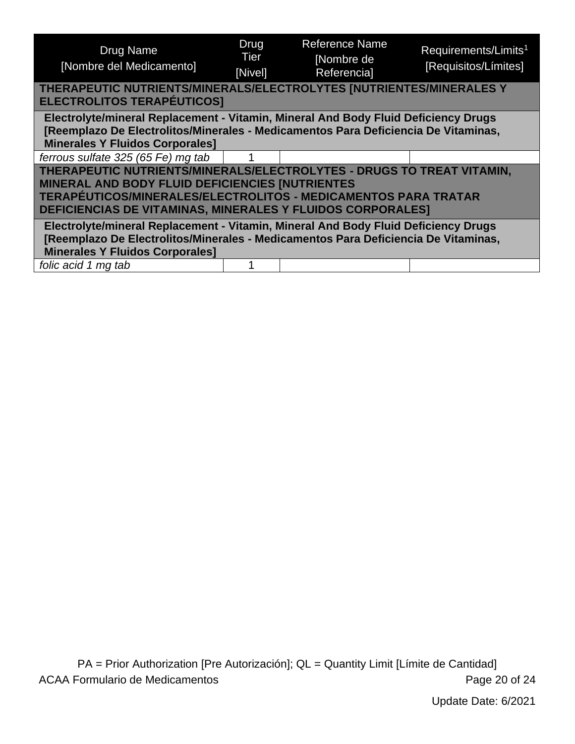| Drug Name [Nombre del Medicamento] | Drug Tier [Nivel] | Reference Name [Nombre de Referencia] | Requirements/Limits[1] [Requisitos/Límites] |
|---|---|---|---|
| **THERAPEUTIC NUTRIENTS/MINERALS/ELECTROLYTES [NUTRIENTES/MINERALES Y ELECTROLITOS TERAPÉUTICOS]** | | | |
| **Electrolyte/mineral Replacement - Vitamin, Mineral And Body Fluid Deficiency Drugs [Reemplazo De Electrolitos/Minerales - Medicamentos Para Deficiencia De Vitaminas, Minerales Y Fluidos Corporales]** | | | |
| *ferrous sulfate 325 (65 Fe) mg tab* | 1 | | |
| **THERAPEUTIC NUTRIENTS/MINERALS/ELECTROLYTES - DRUGS TO TREAT VITAMIN, MINERAL AND BODY FLUID DEFICIENCIES [NUTRIENTES TERAPÉUTICOS/MINERALES/ELECTROLITOS - MEDICAMENTOS PARA TRATAR DEFICIENCIAS DE VITAMINAS, MINERALES Y FLUIDOS CORPORALES]** | | | |
| **Electrolyte/mineral Replacement - Vitamin, Mineral And Body Fluid Deficiency Drugs [Reemplazo De Electrolitos/Minerales - Medicamentos Para Deficiencia De Vitaminas, Minerales Y Fluidos Corporales]** | | | |
| *folic acid 1 mg tab* | 1 | | |

PA = Prior Authorization [Pre Autorización]; QL = Quantity Limit [Límite de Cantidad]

Update Date: 6/2021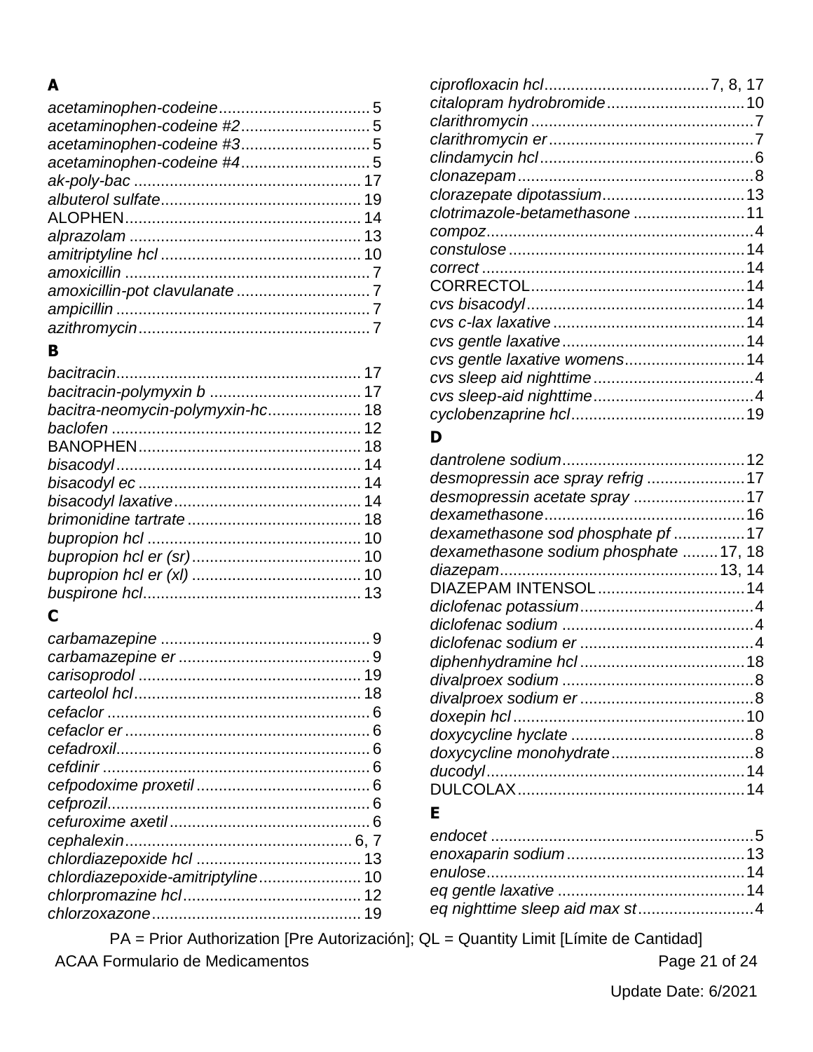## A

*acetaminophen-codeine* .................................. 5
*acetaminophen-codeine #2* ............................. 5
*acetaminophen-codeine #3* ............................. 5
*acetaminophen-codeine #4* ............................. 5
*ak-poly-bac* .................................................. 17
*albuterol sulfate* ............................................ 19
ALOPHEN ..................................................... 14
*alprazolam* .................................................... 13
*amitriptyline hcl* ............................................. 10
*amoxicillin* ....................................................... 7
*amoxicillin-pot clavulanate* .............................. 7
*ampicillin* ......................................................... 7
*azithromycin* .................................................... 7

## B

*bacitracin* ........................................................ 17
*bacitracin-polymyxin b* .................................. 17
*bacitra-neomycin-polymyxin-hc* ..................... 18
*baclofen* ......................................................... 12
BANOPHEN .................................................. 18
*bisacodyl* ........................................................ 14
*bisacodyl ec* ................................................... 14
*bisacodyl laxative* .......................................... 14
*brimonidine tartrate* ....................................... 18
*bupropion hcl* ................................................ 10
*bupropion hcl er (sr)* ...................................... 10
*bupropion hcl er (xl)* ...................................... 10
*buspirone hcl* ................................................. 13

## C

*carbamazepine* ............................................... 9
*carbamazepine er* ........................................... 9
*carisoprodol* .................................................. 19
*carteolol hcl* ................................................... 18
*cefaclor* ............................................................ 6
*cefaclor er* ....................................................... 6
*cefadroxil* ......................................................... 6
*cefdinir* ............................................................ 6
*cefpodoxime proxetil* ....................................... 6
*cefprozil* ........................................................... 6
*cefuroxime axetil* ............................................. 6
*cephalexin* .................................................... 6, 7
*chlordiazepoxide hcl* ..................................... 13
*chlordiazepoxide-amitriptyline* ....................... 10
*chlorpromazine hcl* ........................................ 12
*chlorzoxazone* ............................................... 19
*ciprofloxacin hcl* ..................................... 7, 8, 17
*citalopram hydrobromide* ............................... 10
*clarithromycin* .................................................. 7
*clarithromycin er* .............................................. 7
*clindamycin hcl* ................................................ 6
*clonazepam* ..................................................... 8
*clorazepate dipotassium* ................................ 13
*clotrimazole-betamethasone* ......................... 11
*compoz* ............................................................ 4
*constulose* ..................................................... 14
*correct* ........................................................... 14
CORRECTOL ................................................ 14
*cvs bisacodyl* ................................................. 14
*cvs c-lax laxative* ........................................... 14
*cvs gentle laxative* ......................................... 14
*cvs gentle laxative womens* ........................... 14
*cvs sleep aid nighttime* .................................... 4
*cvs sleep-aid nighttime* .................................... 4
*cyclobenzaprine hcl* ....................................... 19

## D

*dantrolene sodium* ......................................... 12
*desmopressin ace spray refrig* ...................... 17
*desmopressin acetate spray* ......................... 17
*dexamethasone* ............................................. 16
*dexamethasone sod phosphate pf* ................ 17
*dexamethasone sodium phosphate* ........ 17, 18
*diazepam* ................................................. 13, 14
DIAZEPAM INTENSOL ................................. 14
*diclofenac potassium* ....................................... 4
*diclofenac sodium* ........................................... 4
*diclofenac sodium er* ....................................... 4
*diphenhydramine hcl* ..................................... 18
*divalproex sodium* ........................................... 8
*divalproex sodium er* ....................................... 8
*doxepin hcl* .................................................... 10
*doxycycline hyclate* ......................................... 8
*doxycycline monohydrate* ................................ 8
*ducodyl* .......................................................... 14
DULCOLAX ................................................... 14

## E

*endocet* ............................................................ 5
*enoxaparin sodium* ........................................ 13
*enulose* .......................................................... 14
*eq gentle laxative* .......................................... 14
*eq nighttime sleep aid max st* .......................... 4

PA = Prior Authorization [Pre Autorización]; QL = Quantity Limit [Límite de Cantidad]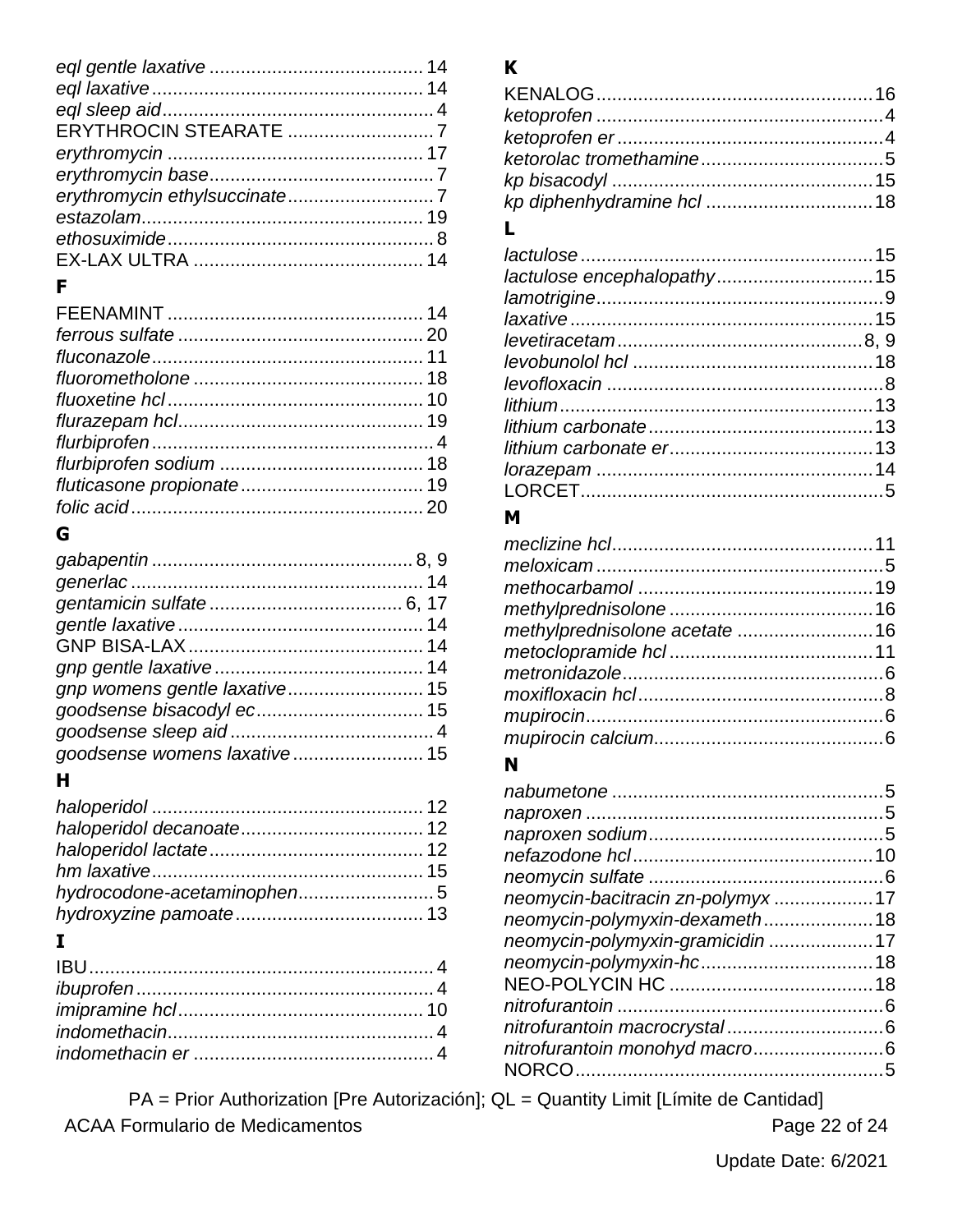*eql gentle laxative* ......................................... 14
*eql laxative* .................................................... 14
*eql sleep aid* .................................................... 4
ERYTHROCIN STEARATE ............................ 7
*erythromycin* ................................................. 17
*erythromycin base* ........................................... 7
*erythromycin ethylsuccinate* ............................ 7
*estazolam* ...................................................... 19
*ethosuximide* ................................................... 8
EX-LAX ULTRA ............................................ 14

**F**

FEENAMINT ................................................. 14
*ferrous sulfate* ............................................... 20
*fluconazole* .................................................... 11
*fluorometholone* ............................................ 18
*fluoxetine hcl* ................................................. 10
*flurazepam hcl* ............................................... 19
*flurbiprofen* ..................................................... 4
*flurbiprofen sodium* ....................................... 18
*fluticasone propionate* ................................... 19
*folic acid* ........................................................ 20

**G**

*gabapentin* .................................................. 8, 9
*generlac* ........................................................ 14
*gentamicin sulfate* ..................................... 6, 17
*gentle laxative* ............................................... 14
GNP BISA-LAX ............................................. 14
*gnp gentle laxative* ........................................ 14
*gnp womens gentle laxative* .......................... 15
*goodsense bisacodyl ec* ................................ 15
*goodsense sleep aid* ....................................... 4
*goodsense womens laxative* ......................... 15

**H**

*haloperidol* .................................................... 12
*haloperidol decanoate* ................................... 12
*haloperidol lactate* ......................................... 12
*hm laxative* .................................................... 15
*hydrocodone-acetaminophen* .......................... 5
*hydroxyzine pamoate* .................................... 13

**I**

IBU .................................................................. 4
*ibuprofen* ......................................................... 4
*imipramine hcl* ............................................... 10
*indomethacin* ................................................... 4
*indomethacin er* .............................................. 4

**K**

KENALOG ..................................................... 16
*ketoprofen* ....................................................... 4
*ketoprofen er* ................................................... 4
*ketorolac tromethamine* ................................... 5
*kp bisacodyl* .................................................. 15
*kp diphenhydramine hcl* ................................ 18

**L**

*lactulose* ........................................................ 15
*lactulose encephalopathy* .............................. 15
*lamotrigine* ....................................................... 9
*laxative* .......................................................... 15
*levetiracetam* ............................................... 8, 9
*levobunolol hcl* .............................................. 18
*levofloxacin* ..................................................... 8
*lithium* ............................................................ 13
*lithium carbonate* ........................................... 13
*lithium carbonate er* ....................................... 13
*lorazepam* ...................................................... 14
LORCET ............................................................ 5

**M**

*meclizine hcl* .................................................. 11
*meloxicam* ....................................................... 5
*methocarbamol* .............................................. 19
*methylprednisolone* ....................................... 16
*methylprednisolone acetate* .......................... 16
*metoclopramide hcl* ....................................... 11
*metronidazole* .................................................. 6
*moxifloxacin hcl* .............................................. 8
*mupirocin* ......................................................... 6
*mupirocin calcium* ............................................ 6

**N**

*nabumetone* ..................................................... 5
*naproxen* ......................................................... 5
*naproxen sodium* ............................................. 5
*nefazodone hcl* .............................................. 10
*neomycin sulfate* ............................................. 6
*neomycin-bacitracin zn-polymyx* ................... 17
*neomycin-polymyxin-dexameth* ..................... 18
*neomycin-polymyxin-gramicidin* .................... 17
*neomycin-polymyxin-hc* ................................. 18
NEO-POLYCIN HC ....................................... 18
*nitrofurantoin* ................................................... 6
*nitrofurantoin macrocrystal* .............................. 6
*nitrofurantoin monohyd macro* ......................... 6
NORCO ............................................................. 5

PA = Prior Authorization [Pre Autorización]; QL = Quantity Limit [Límite de Cantidad]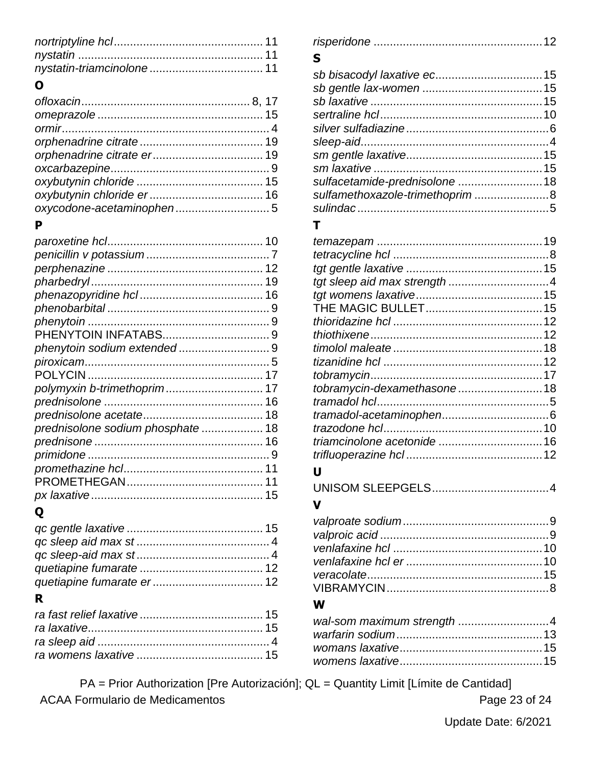*nortriptyline hcl* .......................................... 11
*nystatin* .......................................... 11
*nystatin-triamcinolone* .......................................... 11

**O**

*ofloxacin* .......................................... 8, 17
*omeprazole* .......................................... 15
*ormir* .......................................... 4
*orphenadrine citrate* .......................................... 19
*orphenadrine citrate er* .......................................... 19
*oxcarbazepine* .......................................... 9
*oxybutynin chloride* .......................................... 15
*oxybutynin chloride er* .......................................... 16
*oxycodone-acetaminophen* .......................................... 5

**P**

*paroxetine hcl* .......................................... 10
*penicillin v potassium* .......................................... 7
*perphenazine* .......................................... 12
*pharbedryl* .......................................... 19
*phenazopyridine hcl* .......................................... 16
*phenobarbital* .......................................... 9
*phenytoin* .......................................... 9
PHENYTOIN INFATABS .......................................... 9
*phenytoin sodium extended* .......................................... 9
*piroxicam* .......................................... 5
POLYCIN .......................................... 17
*polymyxin b-trimethoprim* .......................................... 17
*prednisolone* .......................................... 16
*prednisolone acetate* .......................................... 18
*prednisolone sodium phosphate* .......................................... 18
*prednisone* .......................................... 16
*primidone* .......................................... 9
*promethazine hcl* .......................................... 11
PROMETHEGAN .......................................... 11
*px laxative* .......................................... 15

**Q**

*qc gentle laxative* .......................................... 15
*qc sleep aid max st* .......................................... 4
*qc sleep-aid max st* .......................................... 4
*quetiapine fumarate* .......................................... 12
*quetiapine fumarate er* .......................................... 12

**R**

*ra fast relief laxative* .......................................... 15
*ra laxative* .......................................... 15
*ra sleep aid* .......................................... 4
*ra womens laxative* .......................................... 15
*risperidone* .......................................... 12

**S**

*sb bisacodyl laxative ec* .......................................... 15
*sb gentle lax-women* .......................................... 15
*sb laxative* .......................................... 15
*sertraline hcl* .......................................... 10
*silver sulfadiazine* .......................................... 6
*sleep-aid* .......................................... 4
*sm gentle laxative* .......................................... 15
*sm laxative* .......................................... 15
*sulfacetamide-prednisolone* .......................................... 18
*sulfamethoxazole-trimethoprim* .......................................... 8
*sulindac* .......................................... 5

**T**

*temazepam* .......................................... 19
*tetracycline hcl* .......................................... 8
*tgt gentle laxative* .......................................... 15
*tgt sleep aid max strength* .......................................... 4
*tgt womens laxative* .......................................... 15
THE MAGIC BULLET .......................................... 15
*thioridazine hcl* .......................................... 12
*thiothixene* .......................................... 12
*timolol maleate* .......................................... 18
*tizanidine hcl* .......................................... 12
*tobramycin* .......................................... 17
*tobramycin-dexamethasone* .......................................... 18
*tramadol hcl* .......................................... 5
*tramadol-acetaminophen* .......................................... 6
*trazodone hcl* .......................................... 10
*triamcinolone acetonide* .......................................... 16
*trifluoperazine hcl* .......................................... 12

**U**

UNISOM SLEEPGELS .......................................... 4

**V**

*valproate sodium* .......................................... 9
*valproic acid* .......................................... 9
*venlafaxine hcl* .......................................... 10
*venlafaxine hcl er* .......................................... 10
*veracolate* .......................................... 15
VIBRAMYCIN .......................................... 8

**W**

*wal-som maximum strength* .......................................... 4
*warfarin sodium* .......................................... 13
*womans laxative* .......................................... 15
*womens laxative* .......................................... 15

PA = Prior Authorization [Pre Autorización]; QL = Quantity Limit [Límite de Cantidad]

ACAA Formulario de Medicamentos

Update Date: 6/2021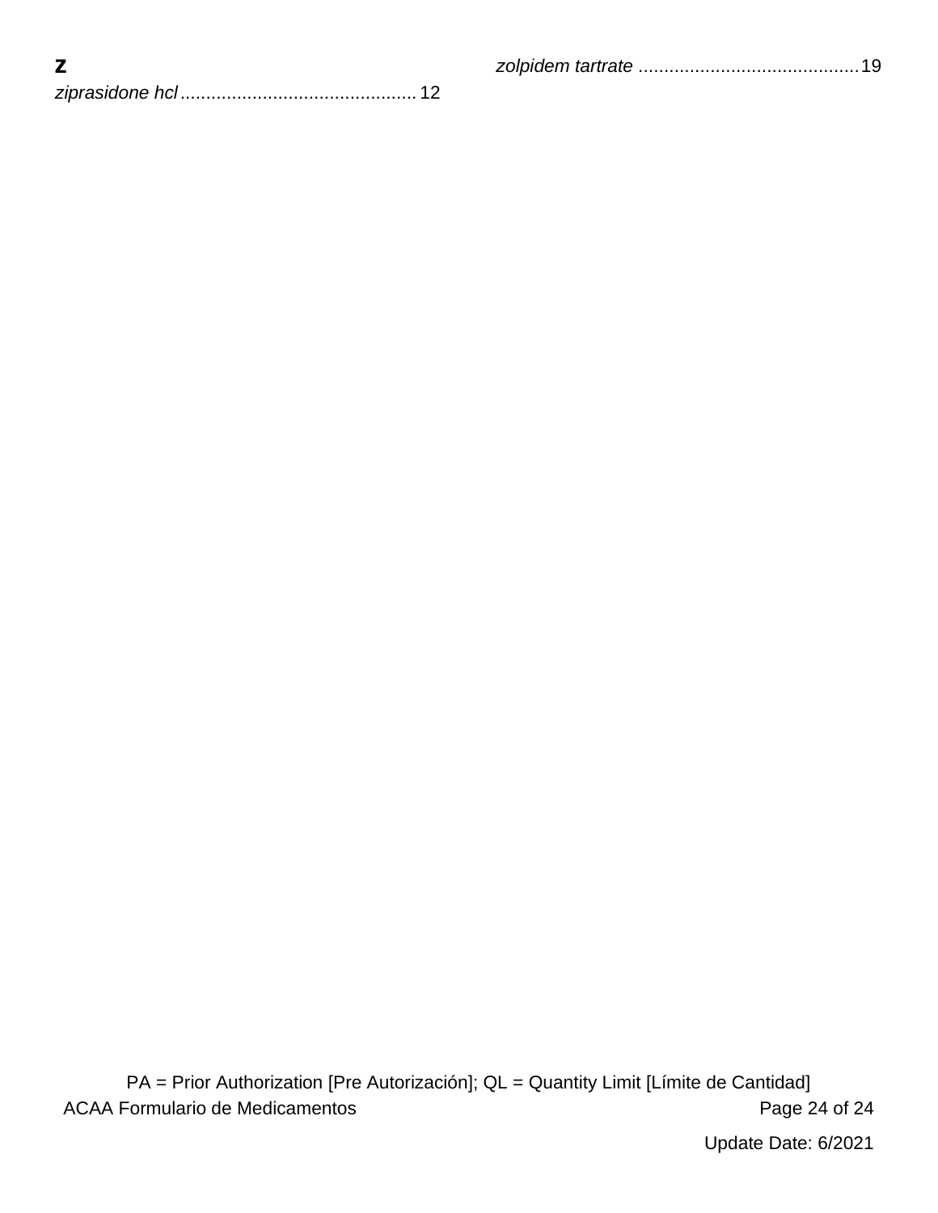**Z**

*ziprasidone hcl* .............................................. 12

*zolpidem tartrate* ........................................... 19

PA = Prior Authorization [Pre Autorización]; QL = Quantity Limit [Límite de Cantidad]

ACAA Formulario de Medicamentos

Update Date: 6/2021